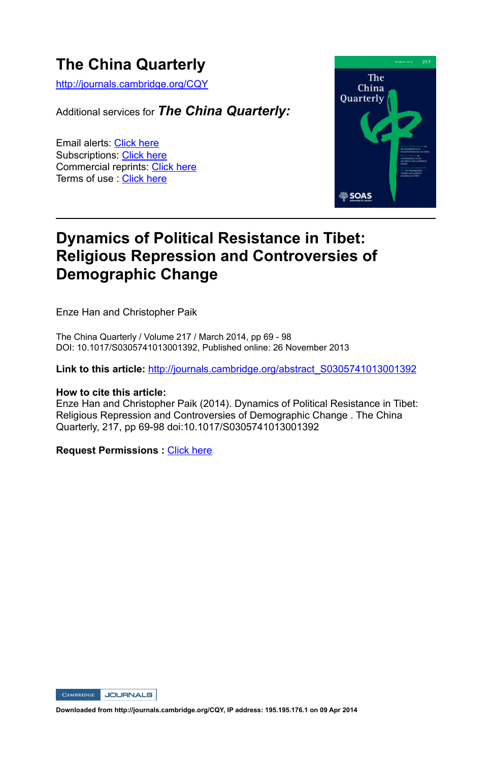# The China Quarterly

http://journals.cambridge.org/CQY

Additional services for ***The China Quarterly:***

Email alerts: Click here
Subscriptions: Click here
Commercial reprints: Click here
Terms of use : Click here

---

## Dynamics of Political Resistance in Tibet: Religious Repression and Controversies of Demographic Change

Enze Han and Christopher Paik

The China Quarterly / Volume 217 / March 2014, pp 69 - 98
DOI: 10.1017/S0305741013001392, Published online: 26 November 2013

**Link to this article:** http://journals.cambridge.org/abstract_S0305741013001392

**How to cite this article:**
Enze Han and Christopher Paik (2014). Dynamics of Political Resistance in Tibet: Religious Repression and Controversies of Demographic Change . The China Quarterly, 217, pp 69-98 doi:10.1017/S0305741013001392

**Request Permissions :** Click here

Downloaded from http://journals.cambridge.org/CQY, IP address: 195.195.176.1 on 09 Apr 2014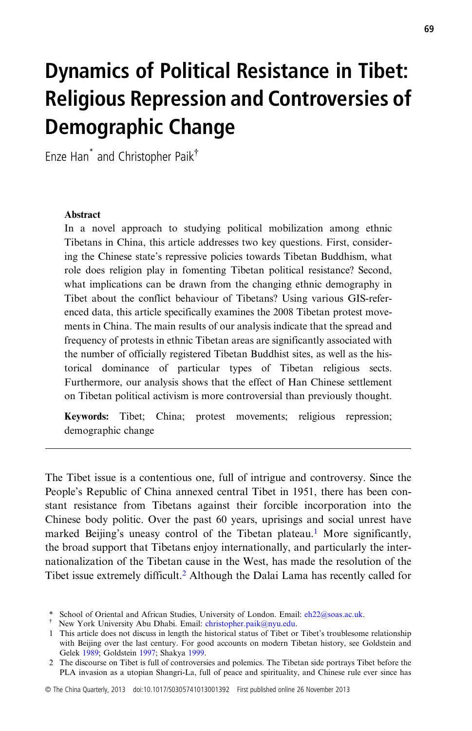# Dynamics of Political Resistance in Tibet: Religious Repression and Controversies of Demographic Change

Enze Han* and Christopher Paik†

**Abstract**

In a novel approach to studying political mobilization among ethnic Tibetans in China, this article addresses two key questions. First, considering the Chinese state's repressive policies towards Tibetan Buddhism, what role does religion play in fomenting Tibetan political resistance? Second, what implications can be drawn from the changing ethnic demography in Tibet about the conflict behaviour of Tibetans? Using various GIS-referenced data, this article specifically examines the 2008 Tibetan protest movements in China. The main results of our analysis indicate that the spread and frequency of protests in ethnic Tibetan areas are significantly associated with the number of officially registered Tibetan Buddhist sites, as well as the historical dominance of particular types of Tibetan religious sects. Furthermore, our analysis shows that the effect of Han Chinese settlement on Tibetan political activism is more controversial than previously thought.

**Keywords:** Tibet; China; protest movements; religious repression; demographic change

---

The Tibet issue is a contentious one, full of intrigue and controversy. Since the People's Republic of China annexed central Tibet in 1951, there has been constant resistance from Tibetans against their forcible incorporation into the Chinese body politic. Over the past 60 years, uprisings and social unrest have marked Beijing's uneasy control of the Tibetan plateau.[1] More significantly, the broad support that Tibetans enjoy internationally, and particularly the internationalization of the Tibetan cause in the West, has made the resolution of the Tibet issue extremely difficult.[2] Although the Dalai Lama has recently called for

---

\* School of Oriental and African Studies, University of London. Email: eh22@soas.ac.uk.

† New York University Abu Dhabi. Email: christopher.paik@nyu.edu.

1 This article does not discuss in length the historical status of Tibet or Tibet's troublesome relationship with Beijing over the last century. For good accounts on modern Tibetan history, see Goldstein and Gelek 1989; Goldstein 1997; Shakya 1999.

2 The discourse on Tibet is full of controversies and polemics. The Tibetan side portrays Tibet before the PLA invasion as a utopian Shangri-La, full of peace and spirituality, and Chinese rule ever since has

© The China Quarterly, 2013 doi:10.1017/S0305741013001392 First published online 26 November 2013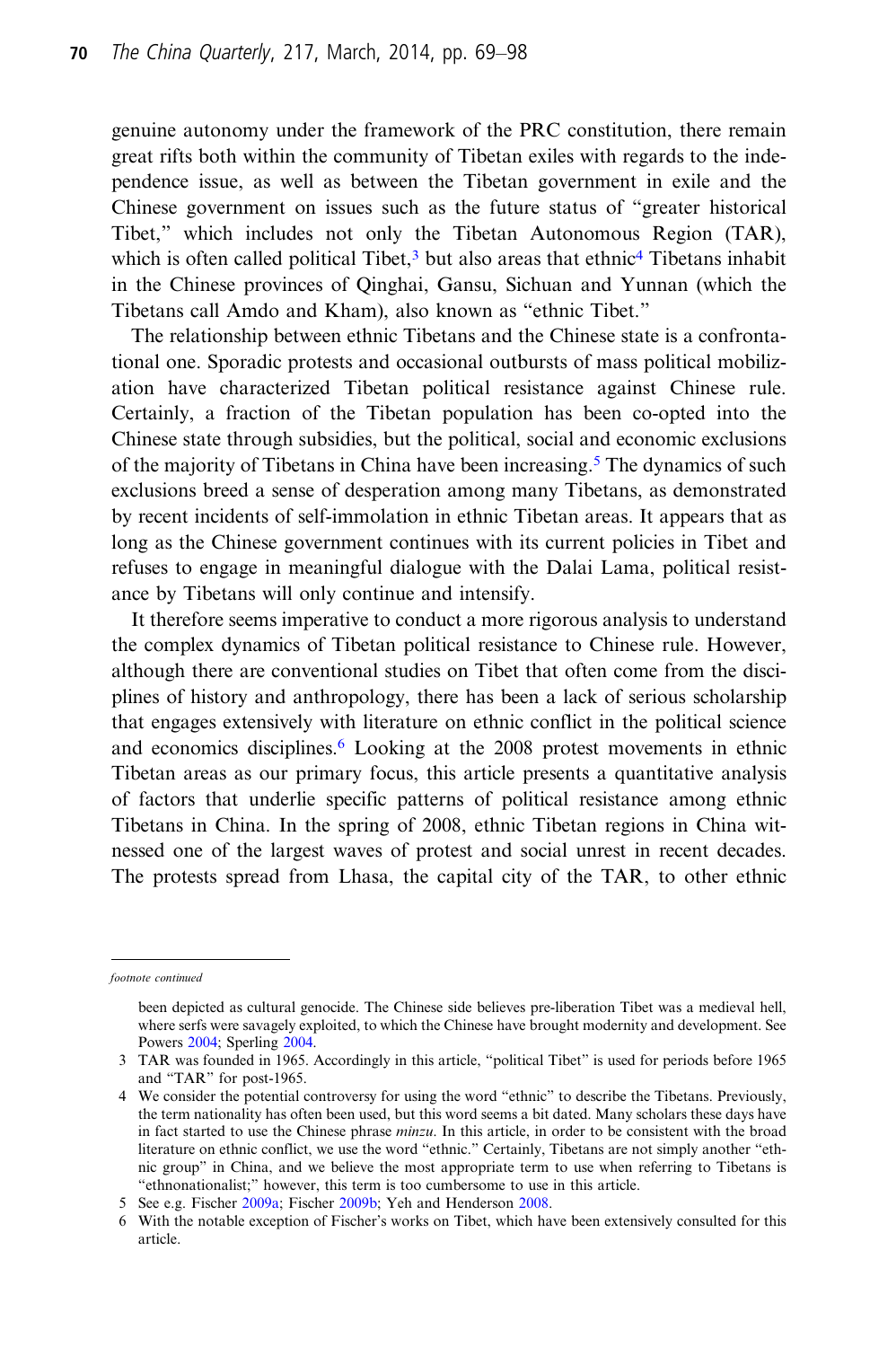genuine autonomy under the framework of the PRC constitution, there remain great rifts both within the community of Tibetan exiles with regards to the independence issue, as well as between the Tibetan government in exile and the Chinese government on issues such as the future status of "greater historical Tibet," which includes not only the Tibetan Autonomous Region (TAR), which is often called political Tibet,[3] but also areas that ethnic[4] Tibetans inhabit in the Chinese provinces of Qinghai, Gansu, Sichuan and Yunnan (which the Tibetans call Amdo and Kham), also known as "ethnic Tibet."

The relationship between ethnic Tibetans and the Chinese state is a confrontational one. Sporadic protests and occasional outbursts of mass political mobilization have characterized Tibetan political resistance against Chinese rule. Certainly, a fraction of the Tibetan population has been co-opted into the Chinese state through subsidies, but the political, social and economic exclusions of the majority of Tibetans in China have been increasing.[5] The dynamics of such exclusions breed a sense of desperation among many Tibetans, as demonstrated by recent incidents of self-immolation in ethnic Tibetan areas. It appears that as long as the Chinese government continues with its current policies in Tibet and refuses to engage in meaningful dialogue with the Dalai Lama, political resistance by Tibetans will only continue and intensify.

It therefore seems imperative to conduct a more rigorous analysis to understand the complex dynamics of Tibetan political resistance to Chinese rule. However, although there are conventional studies on Tibet that often come from the disciplines of history and anthropology, there has been a lack of serious scholarship that engages extensively with literature on ethnic conflict in the political science and economics disciplines.[6] Looking at the 2008 protest movements in ethnic Tibetan areas as our primary focus, this article presents a quantitative analysis of factors that underlie specific patterns of political resistance among ethnic Tibetans in China. In the spring of 2008, ethnic Tibetan regions in China witnessed one of the largest waves of protest and social unrest in recent decades. The protests spread from Lhasa, the capital city of the TAR, to other ethnic

---

*footnote continued*

been depicted as cultural genocide. The Chinese side believes pre-liberation Tibet was a medieval hell, where serfs were savagely exploited, to which the Chinese have brought modernity and development. See Powers 2004; Sperling 2004.

3 TAR was founded in 1965. Accordingly in this article, "political Tibet" is used for periods before 1965 and "TAR" for post-1965.

4 We consider the potential controversy for using the word "ethnic" to describe the Tibetans. Previously, the term nationality has often been used, but this word seems a bit dated. Many scholars these days have in fact started to use the Chinese phrase *minzu*. In this article, in order to be consistent with the broad literature on ethnic conflict, we use the word "ethnic." Certainly, Tibetans are not simply another "ethnic group" in China, and we believe the most appropriate term to use when referring to Tibetans is "ethnonationalist;" however, this term is too cumbersome to use in this article.

5 See e.g. Fischer 2009a; Fischer 2009b; Yeh and Henderson 2008.

6 With the notable exception of Fischer's works on Tibet, which have been extensively consulted for this article.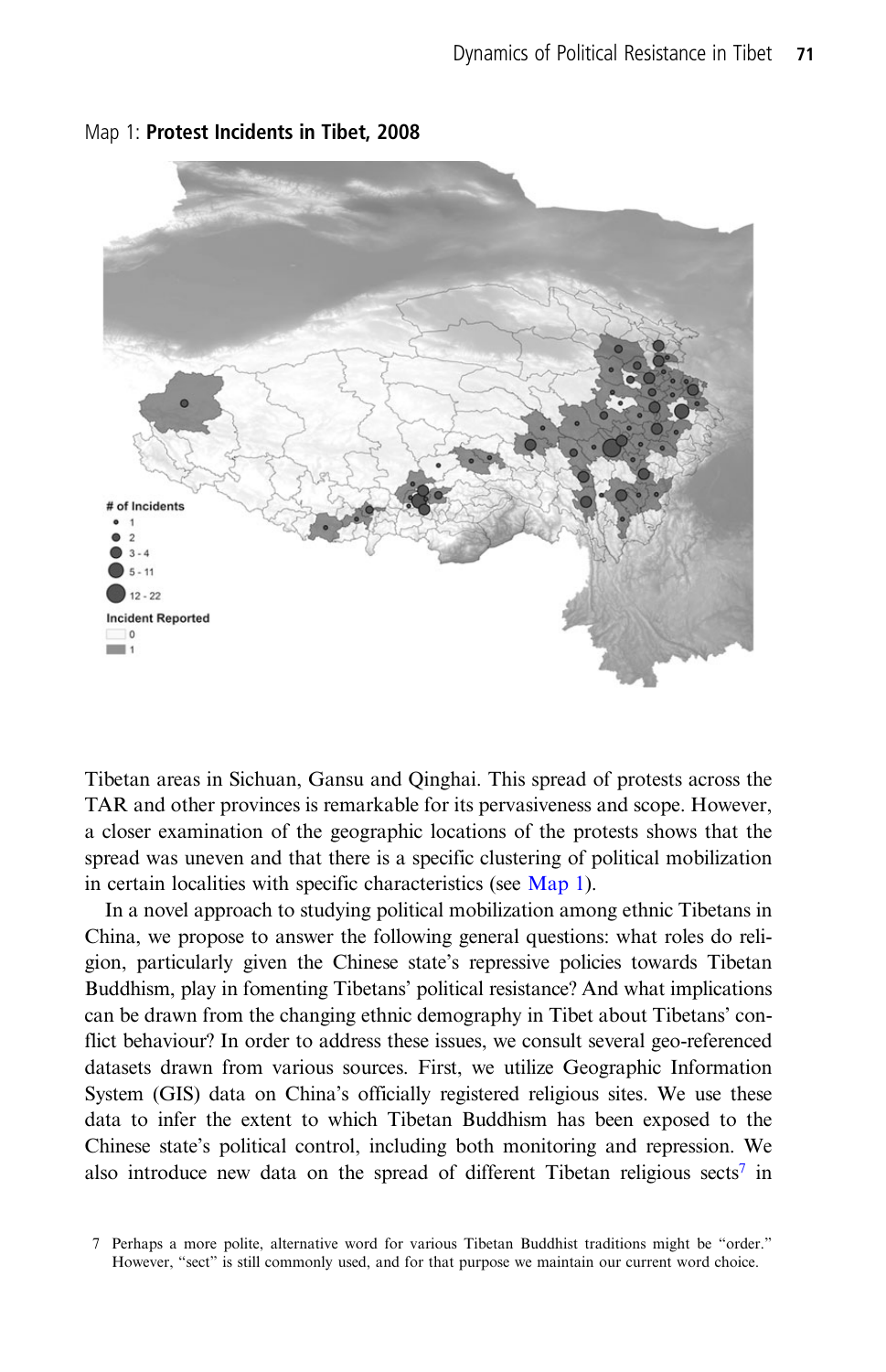Map 1: **Protest Incidents in Tibet, 2008**

Tibetan areas in Sichuan, Gansu and Qinghai. This spread of protests across the TAR and other provinces is remarkable for its pervasiveness and scope. However, a closer examination of the geographic locations of the protests shows that the spread was uneven and that there is a specific clustering of political mobilization in certain localities with specific characteristics (see Map 1).

In a novel approach to studying political mobilization among ethnic Tibetans in China, we propose to answer the following general questions: what roles do religion, particularly given the Chinese state's repressive policies towards Tibetan Buddhism, play in fomenting Tibetans' political resistance? And what implications can be drawn from the changing ethnic demography in Tibet about Tibetans' conflict behaviour? In order to address these issues, we consult several geo-referenced datasets drawn from various sources. First, we utilize Geographic Information System (GIS) data on China's officially registered religious sites. We use these data to infer the extent to which Tibetan Buddhism has been exposed to the Chinese state's political control, including both monitoring and repression. We also introduce new data on the spread of different Tibetan religious sects[7] in

7 Perhaps a more polite, alternative word for various Tibetan Buddhist traditions might be "order." However, "sect" is still commonly used, and for that purpose we maintain our current word choice.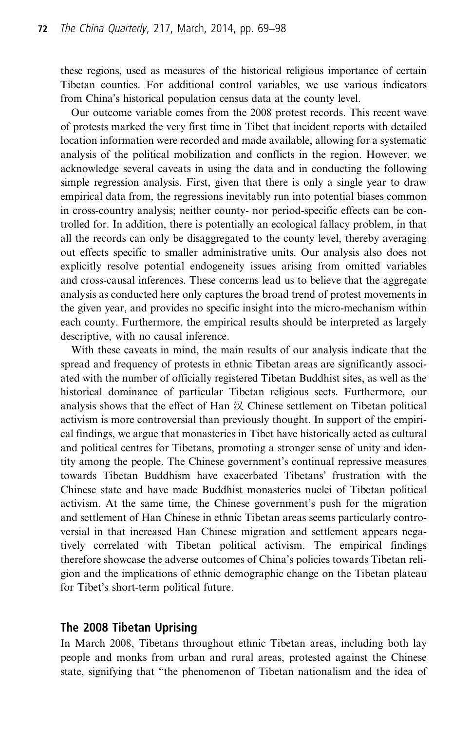these regions, used as measures of the historical religious importance of certain Tibetan counties. For additional control variables, we use various indicators from China's historical population census data at the county level.

Our outcome variable comes from the 2008 protest records. This recent wave of protests marked the very first time in Tibet that incident reports with detailed location information were recorded and made available, allowing for a systematic analysis of the political mobilization and conflicts in the region. However, we acknowledge several caveats in using the data and in conducting the following simple regression analysis. First, given that there is only a single year to draw empirical data from, the regressions inevitably run into potential biases common in cross-country analysis; neither county- nor period-specific effects can be controlled for. In addition, there is potentially an ecological fallacy problem, in that all the records can only be disaggregated to the county level, thereby averaging out effects specific to smaller administrative units. Our analysis also does not explicitly resolve potential endogeneity issues arising from omitted variables and cross-causal inferences. These concerns lead us to believe that the aggregate analysis as conducted here only captures the broad trend of protest movements in the given year, and provides no specific insight into the micro-mechanism within each county. Furthermore, the empirical results should be interpreted as largely descriptive, with no causal inference.

With these caveats in mind, the main results of our analysis indicate that the spread and frequency of protests in ethnic Tibetan areas are significantly associated with the number of officially registered Tibetan Buddhist sites, as well as the historical dominance of particular Tibetan religious sects. Furthermore, our analysis shows that the effect of Han 汉 Chinese settlement on Tibetan political activism is more controversial than previously thought. In support of the empirical findings, we argue that monasteries in Tibet have historically acted as cultural and political centres for Tibetans, promoting a stronger sense of unity and identity among the people. The Chinese government's continual repressive measures towards Tibetan Buddhism have exacerbated Tibetans' frustration with the Chinese state and have made Buddhist monasteries nuclei of Tibetan political activism. At the same time, the Chinese government's push for the migration and settlement of Han Chinese in ethnic Tibetan areas seems particularly controversial in that increased Han Chinese migration and settlement appears negatively correlated with Tibetan political activism. The empirical findings therefore showcase the adverse outcomes of China's policies towards Tibetan religion and the implications of ethnic demographic change on the Tibetan plateau for Tibet's short-term political future.

## The 2008 Tibetan Uprising

In March 2008, Tibetans throughout ethnic Tibetan areas, including both lay people and monks from urban and rural areas, protested against the Chinese state, signifying that "the phenomenon of Tibetan nationalism and the idea of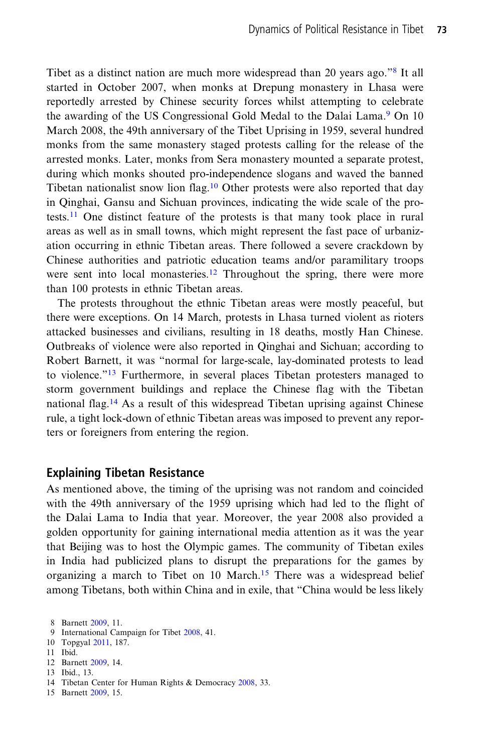Tibet as a distinct nation are much more widespread than 20 years ago."[8] It all started in October 2007, when monks at Drepung monastery in Lhasa were reportedly arrested by Chinese security forces whilst attempting to celebrate the awarding of the US Congressional Gold Medal to the Dalai Lama.[9] On 10 March 2008, the 49th anniversary of the Tibet Uprising in 1959, several hundred monks from the same monastery staged protests calling for the release of the arrested monks. Later, monks from Sera monastery mounted a separate protest, during which monks shouted pro-independence slogans and waved the banned Tibetan nationalist snow lion flag.[10] Other protests were also reported that day in Qinghai, Gansu and Sichuan provinces, indicating the wide scale of the protests.[11] One distinct feature of the protests is that many took place in rural areas as well as in small towns, which might represent the fast pace of urbanization occurring in ethnic Tibetan areas. There followed a severe crackdown by Chinese authorities and patriotic education teams and/or paramilitary troops were sent into local monasteries.[12] Throughout the spring, there were more than 100 protests in ethnic Tibetan areas.

The protests throughout the ethnic Tibetan areas were mostly peaceful, but there were exceptions. On 14 March, protests in Lhasa turned violent as rioters attacked businesses and civilians, resulting in 18 deaths, mostly Han Chinese. Outbreaks of violence were also reported in Qinghai and Sichuan; according to Robert Barnett, it was "normal for large-scale, lay-dominated protests to lead to violence."[13] Furthermore, in several places Tibetan protesters managed to storm government buildings and replace the Chinese flag with the Tibetan national flag.[14] As a result of this widespread Tibetan uprising against Chinese rule, a tight lock-down of ethnic Tibetan areas was imposed to prevent any reporters or foreigners from entering the region.

## Explaining Tibetan Resistance

As mentioned above, the timing of the uprising was not random and coincided with the 49th anniversary of the 1959 uprising which had led to the flight of the Dalai Lama to India that year. Moreover, the year 2008 also provided a golden opportunity for gaining international media attention as it was the year that Beijing was to host the Olympic games. The community of Tibetan exiles in India had publicized plans to disrupt the preparations for the games by organizing a march to Tibet on 10 March.[15] There was a widespread belief among Tibetans, both within China and in exile, that "China would be less likely

8 Barnett 2009, 11.
9 International Campaign for Tibet 2008, 41.
10 Topgyal 2011, 187.
11 Ibid.
12 Barnett 2009, 14.
13 Ibid., 13.
14 Tibetan Center for Human Rights & Democracy 2008, 33.
15 Barnett 2009, 15.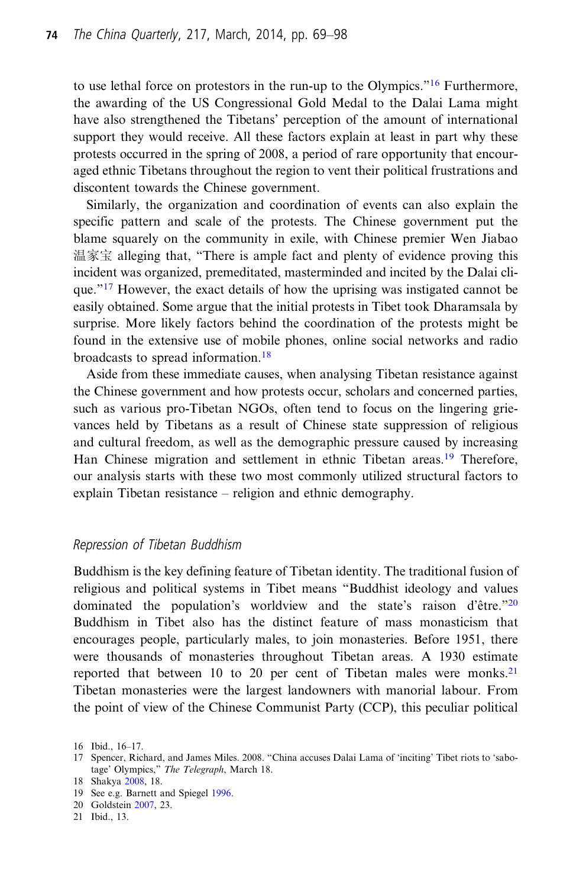to use lethal force on protestors in the run-up to the Olympics."[16] Furthermore, the awarding of the US Congressional Gold Medal to the Dalai Lama might have also strengthened the Tibetans' perception of the amount of international support they would receive. All these factors explain at least in part why these protests occurred in the spring of 2008, a period of rare opportunity that encouraged ethnic Tibetans throughout the region to vent their political frustrations and discontent towards the Chinese government.

Similarly, the organization and coordination of events can also explain the specific pattern and scale of the protests. The Chinese government put the blame squarely on the community in exile, with Chinese premier Wen Jiabao 温家宝 alleging that, "There is ample fact and plenty of evidence proving this incident was organized, premeditated, masterminded and incited by the Dalai clique."[17] However, the exact details of how the uprising was instigated cannot be easily obtained. Some argue that the initial protests in Tibet took Dharamsala by surprise. More likely factors behind the coordination of the protests might be found in the extensive use of mobile phones, online social networks and radio broadcasts to spread information.[18]

Aside from these immediate causes, when analysing Tibetan resistance against the Chinese government and how protests occur, scholars and concerned parties, such as various pro-Tibetan NGOs, often tend to focus on the lingering grievances held by Tibetans as a result of Chinese state suppression of religious and cultural freedom, as well as the demographic pressure caused by increasing Han Chinese migration and settlement in ethnic Tibetan areas.[19] Therefore, our analysis starts with these two most commonly utilized structural factors to explain Tibetan resistance – religion and ethnic demography.

### *Repression of Tibetan Buddhism*

Buddhism is the key defining feature of Tibetan identity. The traditional fusion of religious and political systems in Tibet means "Buddhist ideology and values dominated the population's worldview and the state's raison d'être."[20] Buddhism in Tibet also has the distinct feature of mass monasticism that encourages people, particularly males, to join monasteries. Before 1951, there were thousands of monasteries throughout Tibetan areas. A 1930 estimate reported that between 10 to 20 per cent of Tibetan males were monks.[21] Tibetan monasteries were the largest landowners with manorial labour. From the point of view of the Chinese Communist Party (CCP), this peculiar political

16 Ibid., 16–17.
17 Spencer, Richard, and James Miles. 2008. "China accuses Dalai Lama of 'inciting' Tibet riots to 'sabotage' Olympics," *The Telegraph*, March 18.
18 Shakya 2008, 18.
19 See e.g. Barnett and Spiegel 1996.
20 Goldstein 2007, 23.
21 Ibid., 13.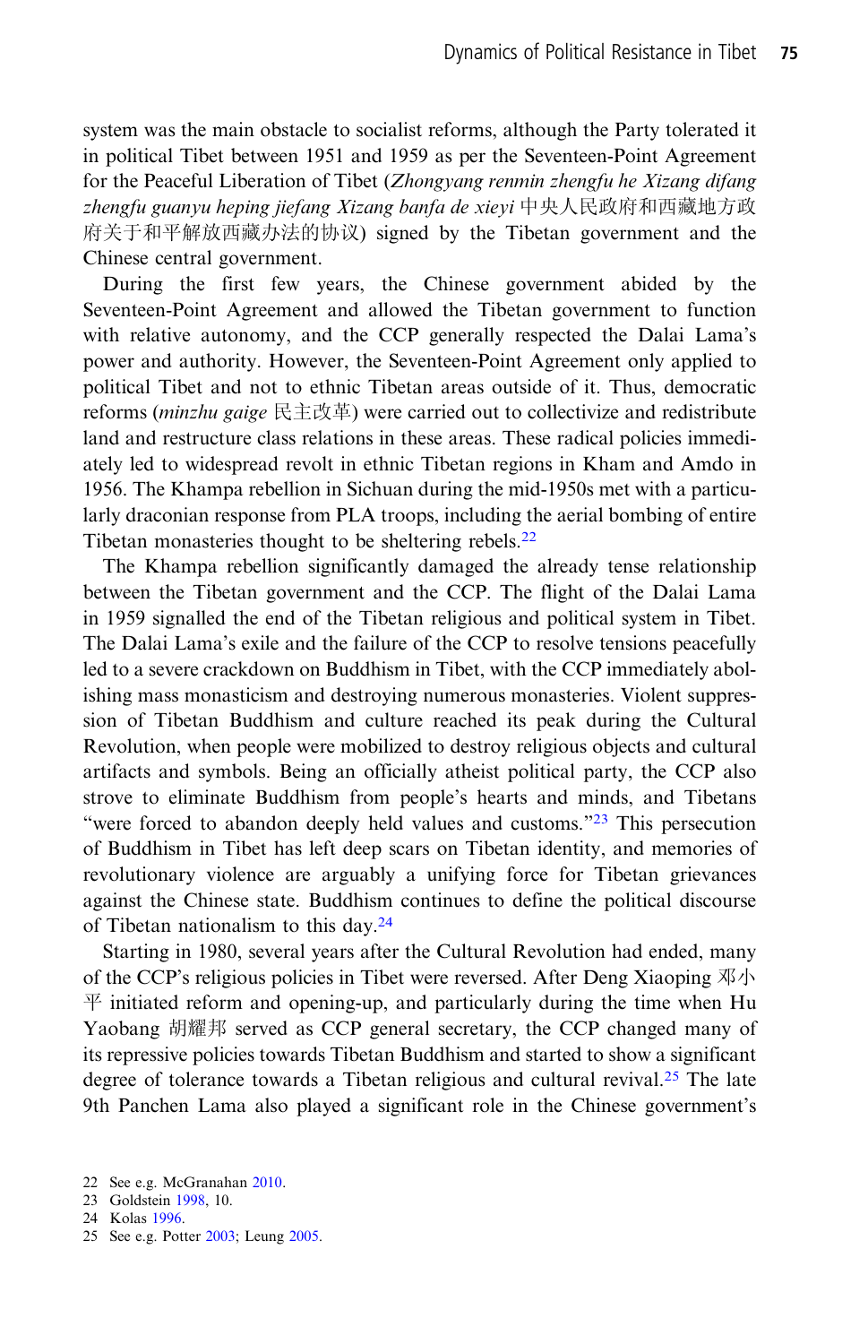system was the main obstacle to socialist reforms, although the Party tolerated it in political Tibet between 1951 and 1959 as per the Seventeen-Point Agreement for the Peaceful Liberation of Tibet (*Zhongyang renmin zhengfu he Xizang difang zhengfu guanyu heping jiefang Xizang banfa de xieyi* 中央人民政府和西藏地方政府关于和平解放西藏办法的协议) signed by the Tibetan government and the Chinese central government.

During the first few years, the Chinese government abided by the Seventeen-Point Agreement and allowed the Tibetan government to function with relative autonomy, and the CCP generally respected the Dalai Lama's power and authority. However, the Seventeen-Point Agreement only applied to political Tibet and not to ethnic Tibetan areas outside of it. Thus, democratic reforms (*minzhu gaige* 民主改革) were carried out to collectivize and redistribute land and restructure class relations in these areas. These radical policies immediately led to widespread revolt in ethnic Tibetan regions in Kham and Amdo in 1956. The Khampa rebellion in Sichuan during the mid-1950s met with a particularly draconian response from PLA troops, including the aerial bombing of entire Tibetan monasteries thought to be sheltering rebels.[22]

The Khampa rebellion significantly damaged the already tense relationship between the Tibetan government and the CCP. The flight of the Dalai Lama in 1959 signalled the end of the Tibetan religious and political system in Tibet. The Dalai Lama's exile and the failure of the CCP to resolve tensions peacefully led to a severe crackdown on Buddhism in Tibet, with the CCP immediately abolishing mass monasticism and destroying numerous monasteries. Violent suppression of Tibetan Buddhism and culture reached its peak during the Cultural Revolution, when people were mobilized to destroy religious objects and cultural artifacts and symbols. Being an officially atheist political party, the CCP also strove to eliminate Buddhism from people's hearts and minds, and Tibetans "were forced to abandon deeply held values and customs."[23] This persecution of Buddhism in Tibet has left deep scars on Tibetan identity, and memories of revolutionary violence are arguably a unifying force for Tibetan grievances against the Chinese state. Buddhism continues to define the political discourse of Tibetan nationalism to this day.[24]

Starting in 1980, several years after the Cultural Revolution had ended, many of the CCP's religious policies in Tibet were reversed. After Deng Xiaoping 邓小平 initiated reform and opening-up, and particularly during the time when Hu Yaobang 胡耀邦 served as CCP general secretary, the CCP changed many of its repressive policies towards Tibetan Buddhism and started to show a significant degree of tolerance towards a Tibetan religious and cultural revival.[25] The late 9th Panchen Lama also played a significant role in the Chinese government's

22 See e.g. McGranahan 2010.
23 Goldstein 1998, 10.
24 Kolas 1996.
25 See e.g. Potter 2003; Leung 2005.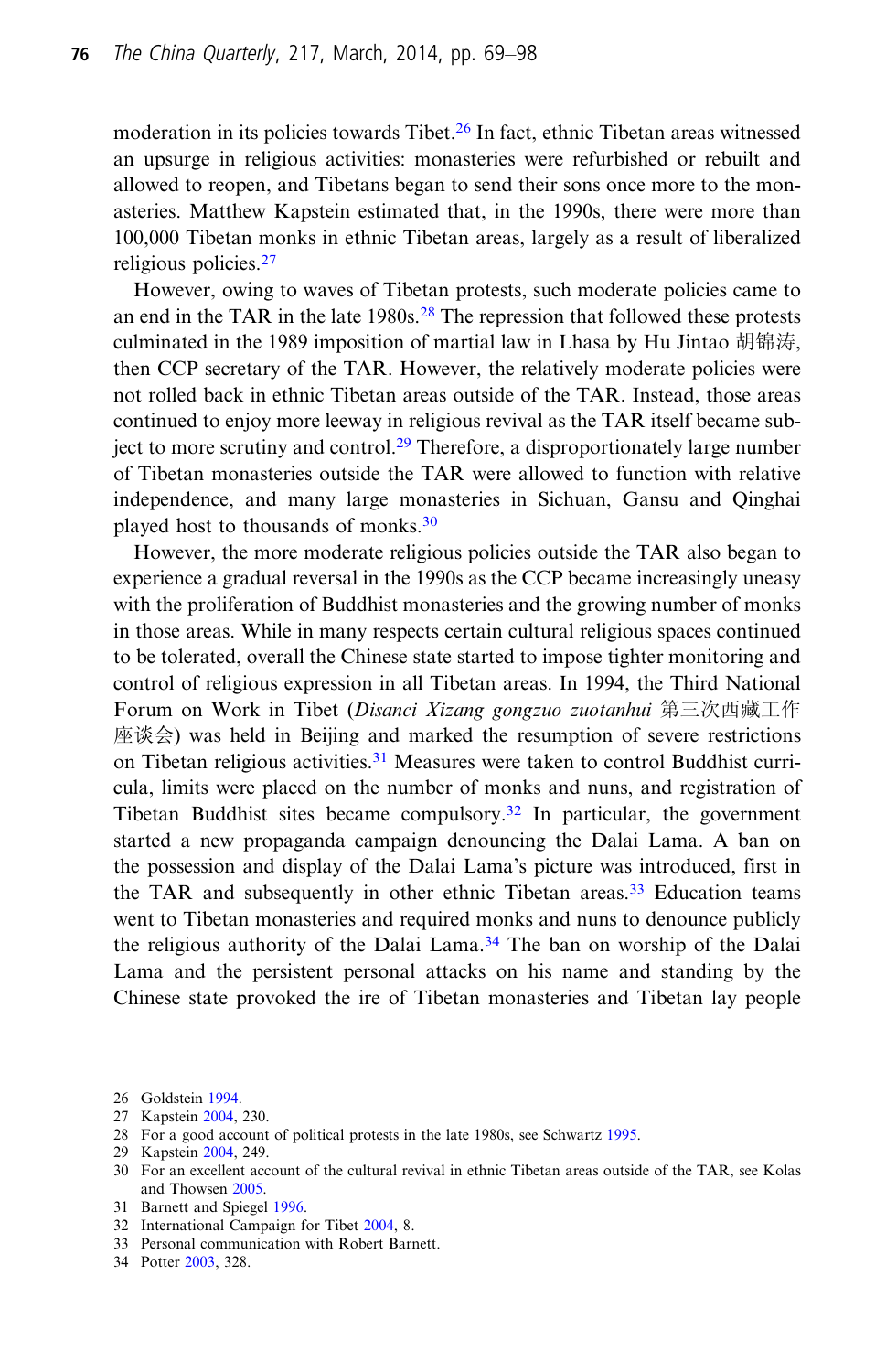moderation in its policies towards Tibet.[26] In fact, ethnic Tibetan areas witnessed an upsurge in religious activities: monasteries were refurbished or rebuilt and allowed to reopen, and Tibetans began to send their sons once more to the monasteries. Matthew Kapstein estimated that, in the 1990s, there were more than 100,000 Tibetan monks in ethnic Tibetan areas, largely as a result of liberalized religious policies.[27]

However, owing to waves of Tibetan protests, such moderate policies came to an end in the TAR in the late 1980s.[28] The repression that followed these protests culminated in the 1989 imposition of martial law in Lhasa by Hu Jintao 胡锦涛, then CCP secretary of the TAR. However, the relatively moderate policies were not rolled back in ethnic Tibetan areas outside of the TAR. Instead, those areas continued to enjoy more leeway in religious revival as the TAR itself became subject to more scrutiny and control.[29] Therefore, a disproportionately large number of Tibetan monasteries outside the TAR were allowed to function with relative independence, and many large monasteries in Sichuan, Gansu and Qinghai played host to thousands of monks.[30]

However, the more moderate religious policies outside the TAR also began to experience a gradual reversal in the 1990s as the CCP became increasingly uneasy with the proliferation of Buddhist monasteries and the growing number of monks in those areas. While in many respects certain cultural religious spaces continued to be tolerated, overall the Chinese state started to impose tighter monitoring and control of religious expression in all Tibetan areas. In 1994, the Third National Forum on Work in Tibet (*Disanci Xizang gongzuo zuotanhui* 第三次西藏工作座谈会) was held in Beijing and marked the resumption of severe restrictions on Tibetan religious activities.[31] Measures were taken to control Buddhist curricula, limits were placed on the number of monks and nuns, and registration of Tibetan Buddhist sites became compulsory.[32] In particular, the government started a new propaganda campaign denouncing the Dalai Lama. A ban on the possession and display of the Dalai Lama's picture was introduced, first in the TAR and subsequently in other ethnic Tibetan areas.[33] Education teams went to Tibetan monasteries and required monks and nuns to denounce publicly the religious authority of the Dalai Lama.[34] The ban on worship of the Dalai Lama and the persistent personal attacks on his name and standing by the Chinese state provoked the ire of Tibetan monasteries and Tibetan lay people

26 Goldstein 1994.
27 Kapstein 2004, 230.
28 For a good account of political protests in the late 1980s, see Schwartz 1995.
29 Kapstein 2004, 249.
30 For an excellent account of the cultural revival in ethnic Tibetan areas outside of the TAR, see Kolas and Thowsen 2005.
31 Barnett and Spiegel 1996.
32 International Campaign for Tibet 2004, 8.
33 Personal communication with Robert Barnett.
34 Potter 2003, 328.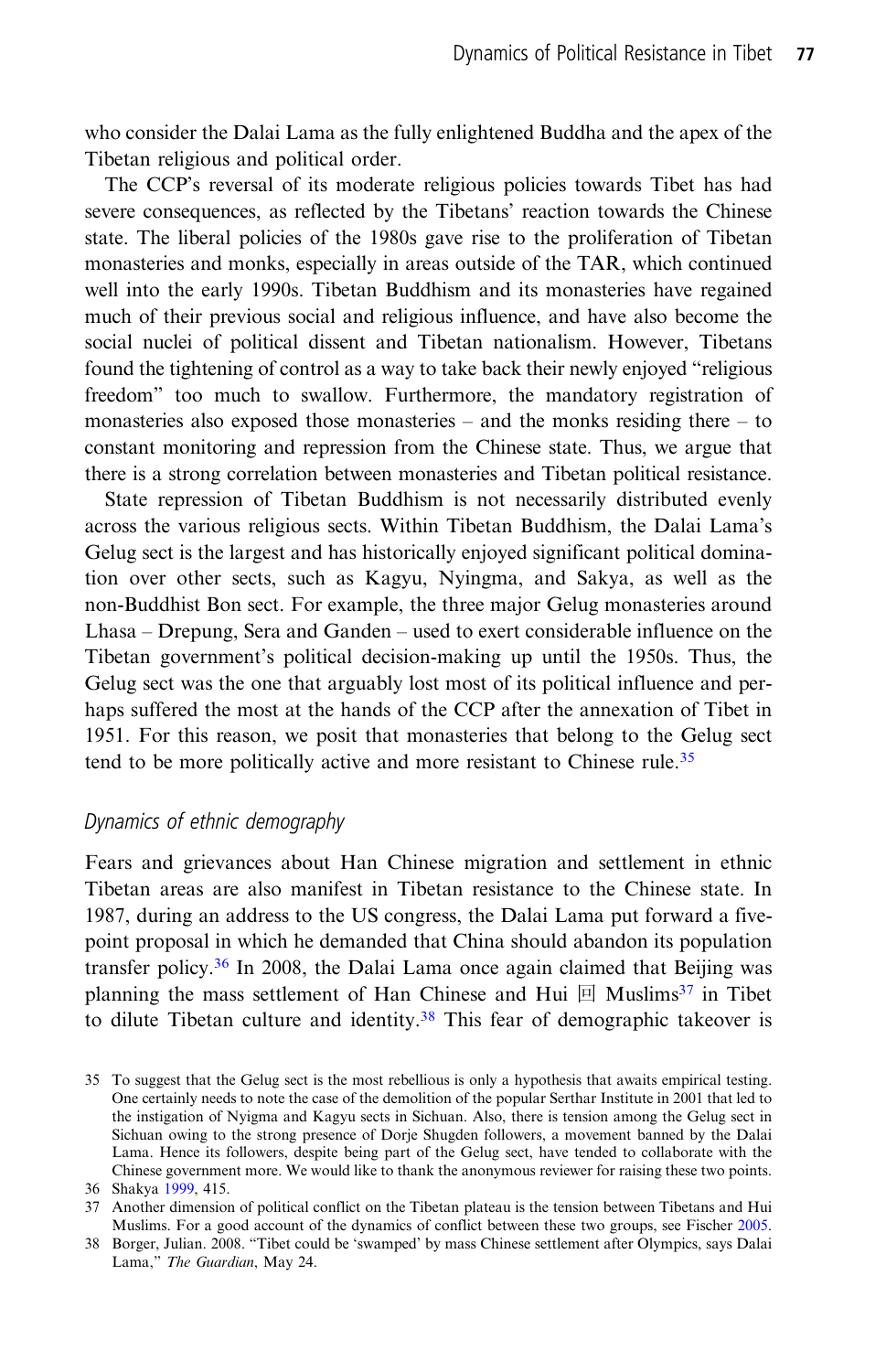who consider the Dalai Lama as the fully enlightened Buddha and the apex of the Tibetan religious and political order.

The CCP's reversal of its moderate religious policies towards Tibet has had severe consequences, as reflected by the Tibetans' reaction towards the Chinese state. The liberal policies of the 1980s gave rise to the proliferation of Tibetan monasteries and monks, especially in areas outside of the TAR, which continued well into the early 1990s. Tibetan Buddhism and its monasteries have regained much of their previous social and religious influence, and have also become the social nuclei of political dissent and Tibetan nationalism. However, Tibetans found the tightening of control as a way to take back their newly enjoyed "religious freedom" too much to swallow. Furthermore, the mandatory registration of monasteries also exposed those monasteries – and the monks residing there – to constant monitoring and repression from the Chinese state. Thus, we argue that there is a strong correlation between monasteries and Tibetan political resistance.

State repression of Tibetan Buddhism is not necessarily distributed evenly across the various religious sects. Within Tibetan Buddhism, the Dalai Lama's Gelug sect is the largest and has historically enjoyed significant political domination over other sects, such as Kagyu, Nyingma, and Sakya, as well as the non-Buddhist Bon sect. For example, the three major Gelug monasteries around Lhasa – Drepung, Sera and Ganden – used to exert considerable influence on the Tibetan government's political decision-making up until the 1950s. Thus, the Gelug sect was the one that arguably lost most of its political influence and perhaps suffered the most at the hands of the CCP after the annexation of Tibet in 1951. For this reason, we posit that monasteries that belong to the Gelug sect tend to be more politically active and more resistant to Chinese rule.[35]

## *Dynamics of ethnic demography*

Fears and grievances about Han Chinese migration and settlement in ethnic Tibetan areas are also manifest in Tibetan resistance to the Chinese state. In 1987, during an address to the US congress, the Dalai Lama put forward a five-point proposal in which he demanded that China should abandon its population transfer policy.[36] In 2008, the Dalai Lama once again claimed that Beijing was planning the mass settlement of Han Chinese and Hui 回 Muslims[37] in Tibet to dilute Tibetan culture and identity.[38] This fear of demographic takeover is

35 To suggest that the Gelug sect is the most rebellious is only a hypothesis that awaits empirical testing. One certainly needs to note the case of the demolition of the popular Serthar Institute in 2001 that led to the instigation of Nyigma and Kagyu sects in Sichuan. Also, there is tension among the Gelug sect in Sichuan owing to the strong presence of Dorje Shugden followers, a movement banned by the Dalai Lama. Hence its followers, despite being part of the Gelug sect, have tended to collaborate with the Chinese government more. We would like to thank the anonymous reviewer for raising these two points.

36 Shakya 1999, 415.

37 Another dimension of political conflict on the Tibetan plateau is the tension between Tibetans and Hui Muslims. For a good account of the dynamics of conflict between these two groups, see Fischer 2005.

38 Borger, Julian. 2008. "Tibet could be 'swamped' by mass Chinese settlement after Olympics, says Dalai Lama," *The Guardian*, May 24.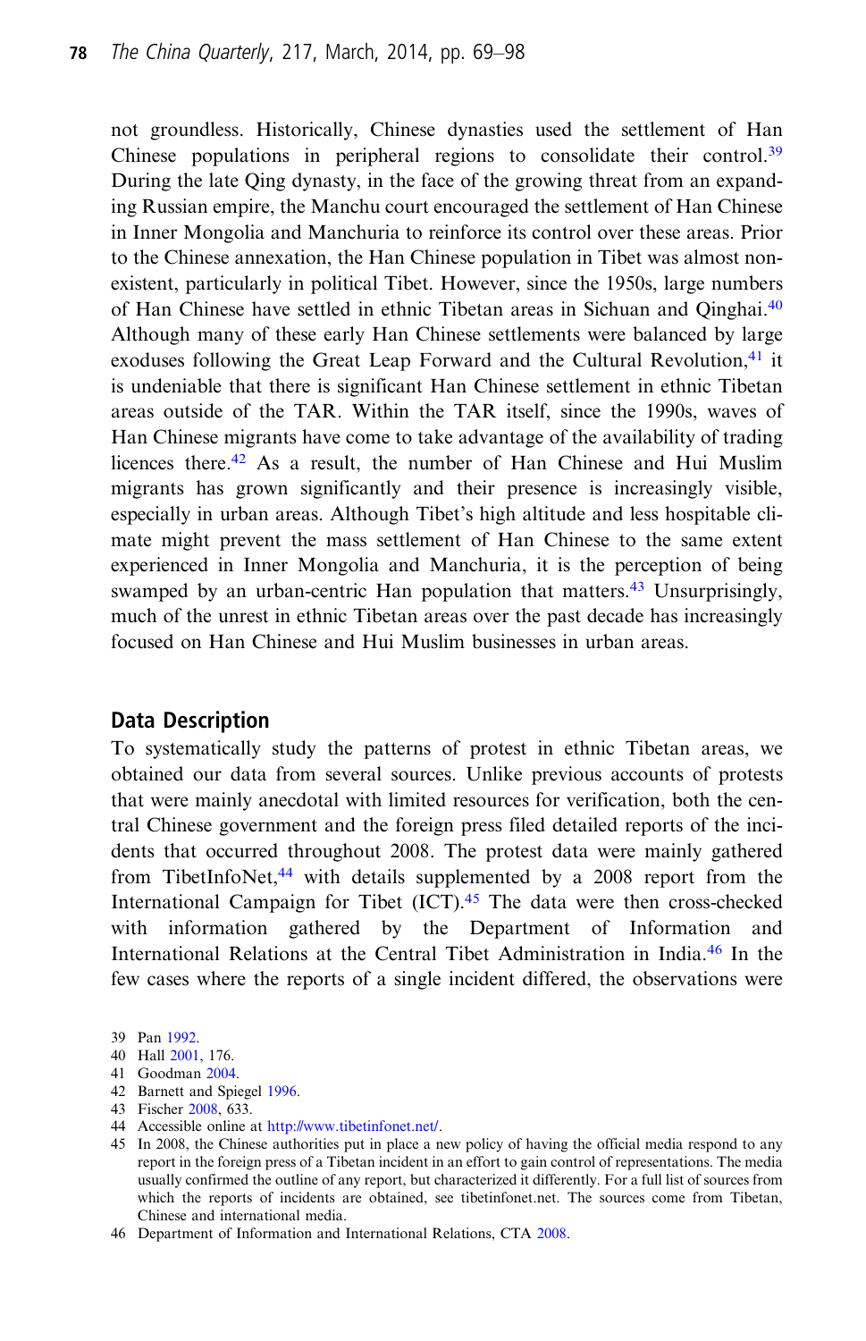not groundless. Historically, Chinese dynasties used the settlement of Han Chinese populations in peripheral regions to consolidate their control.[39] During the late Qing dynasty, in the face of the growing threat from an expanding Russian empire, the Manchu court encouraged the settlement of Han Chinese in Inner Mongolia and Manchuria to reinforce its control over these areas. Prior to the Chinese annexation, the Han Chinese population in Tibet was almost non-existent, particularly in political Tibet. However, since the 1950s, large numbers of Han Chinese have settled in ethnic Tibetan areas in Sichuan and Qinghai.[40] Although many of these early Han Chinese settlements were balanced by large exoduses following the Great Leap Forward and the Cultural Revolution,[41] it is undeniable that there is significant Han Chinese settlement in ethnic Tibetan areas outside of the TAR. Within the TAR itself, since the 1990s, waves of Han Chinese migrants have come to take advantage of the availability of trading licences there.[42] As a result, the number of Han Chinese and Hui Muslim migrants has grown significantly and their presence is increasingly visible, especially in urban areas. Although Tibet's high altitude and less hospitable climate might prevent the mass settlement of Han Chinese to the same extent experienced in Inner Mongolia and Manchuria, it is the perception of being swamped by an urban-centric Han population that matters.[43] Unsurprisingly, much of the unrest in ethnic Tibetan areas over the past decade has increasingly focused on Han Chinese and Hui Muslim businesses in urban areas.

## Data Description

To systematically study the patterns of protest in ethnic Tibetan areas, we obtained our data from several sources. Unlike previous accounts of protests that were mainly anecdotal with limited resources for verification, both the central Chinese government and the foreign press filed detailed reports of the incidents that occurred throughout 2008. The protest data were mainly gathered from TibetInfoNet,[44] with details supplemented by a 2008 report from the International Campaign for Tibet (ICT).[45] The data were then cross-checked with information gathered by the Department of Information and International Relations at the Central Tibet Administration in India.[46] In the few cases where the reports of a single incident differed, the observations were

39 Pan 1992.

40 Hall 2001, 176.

41 Goodman 2004.

42 Barnett and Spiegel 1996.

43 Fischer 2008, 633.

44 Accessible online at http://www.tibetinfonet.net/.

45 In 2008, the Chinese authorities put in place a new policy of having the official media respond to any report in the foreign press of a Tibetan incident in an effort to gain control of representations. The media usually confirmed the outline of any report, but characterized it differently. For a full list of sources from which the reports of incidents are obtained, see tibetinfonet.net. The sources come from Tibetan, Chinese and international media.

46 Department of Information and International Relations, CTA 2008.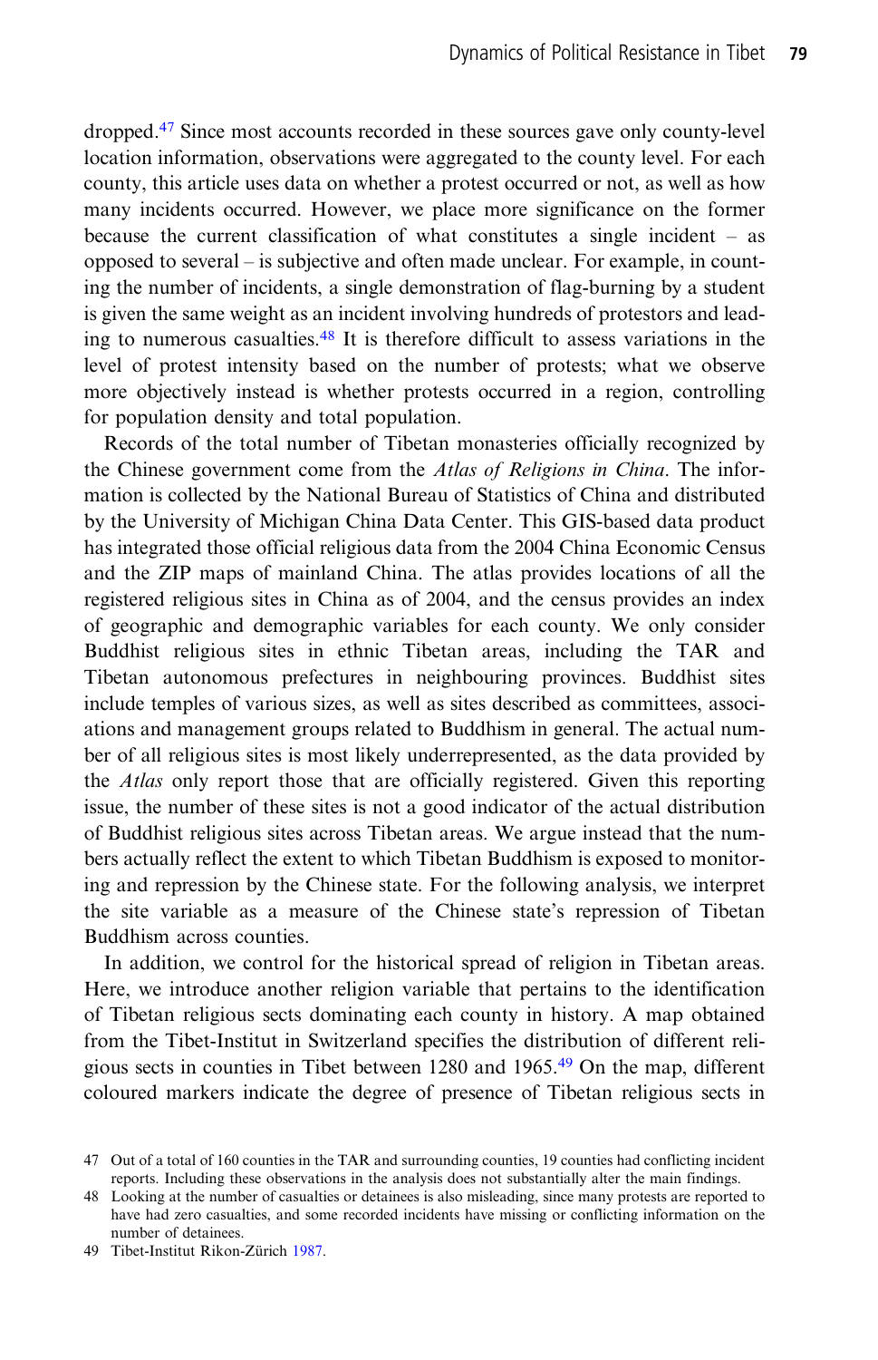dropped.[47] Since most accounts recorded in these sources gave only county-level location information, observations were aggregated to the county level. For each county, this article uses data on whether a protest occurred or not, as well as how many incidents occurred. However, we place more significance on the former because the current classification of what constitutes a single incident – as opposed to several – is subjective and often made unclear. For example, in counting the number of incidents, a single demonstration of flag-burning by a student is given the same weight as an incident involving hundreds of protestors and leading to numerous casualties.[48] It is therefore difficult to assess variations in the level of protest intensity based on the number of protests; what we observe more objectively instead is whether protests occurred in a region, controlling for population density and total population.

Records of the total number of Tibetan monasteries officially recognized by the Chinese government come from the *Atlas of Religions in China*. The information is collected by the National Bureau of Statistics of China and distributed by the University of Michigan China Data Center. This GIS-based data product has integrated those official religious data from the 2004 China Economic Census and the ZIP maps of mainland China. The atlas provides locations of all the registered religious sites in China as of 2004, and the census provides an index of geographic and demographic variables for each county. We only consider Buddhist religious sites in ethnic Tibetan areas, including the TAR and Tibetan autonomous prefectures in neighbouring provinces. Buddhist sites include temples of various sizes, as well as sites described as committees, associations and management groups related to Buddhism in general. The actual number of all religious sites is most likely underrepresented, as the data provided by the *Atlas* only report those that are officially registered. Given this reporting issue, the number of these sites is not a good indicator of the actual distribution of Buddhist religious sites across Tibetan areas. We argue instead that the numbers actually reflect the extent to which Tibetan Buddhism is exposed to monitoring and repression by the Chinese state. For the following analysis, we interpret the site variable as a measure of the Chinese state's repression of Tibetan Buddhism across counties.

In addition, we control for the historical spread of religion in Tibetan areas. Here, we introduce another religion variable that pertains to the identification of Tibetan religious sects dominating each county in history. A map obtained from the Tibet-Institut in Switzerland specifies the distribution of different religious sects in counties in Tibet between 1280 and 1965.[49] On the map, different coloured markers indicate the degree of presence of Tibetan religious sects in

47 Out of a total of 160 counties in the TAR and surrounding counties, 19 counties had conflicting incident reports. Including these observations in the analysis does not substantially alter the main findings.

48 Looking at the number of casualties or detainees is also misleading, since many protests are reported to have had zero casualties, and some recorded incidents have missing or conflicting information on the number of detainees.

49 Tibet-Institut Rikon-Zürich 1987.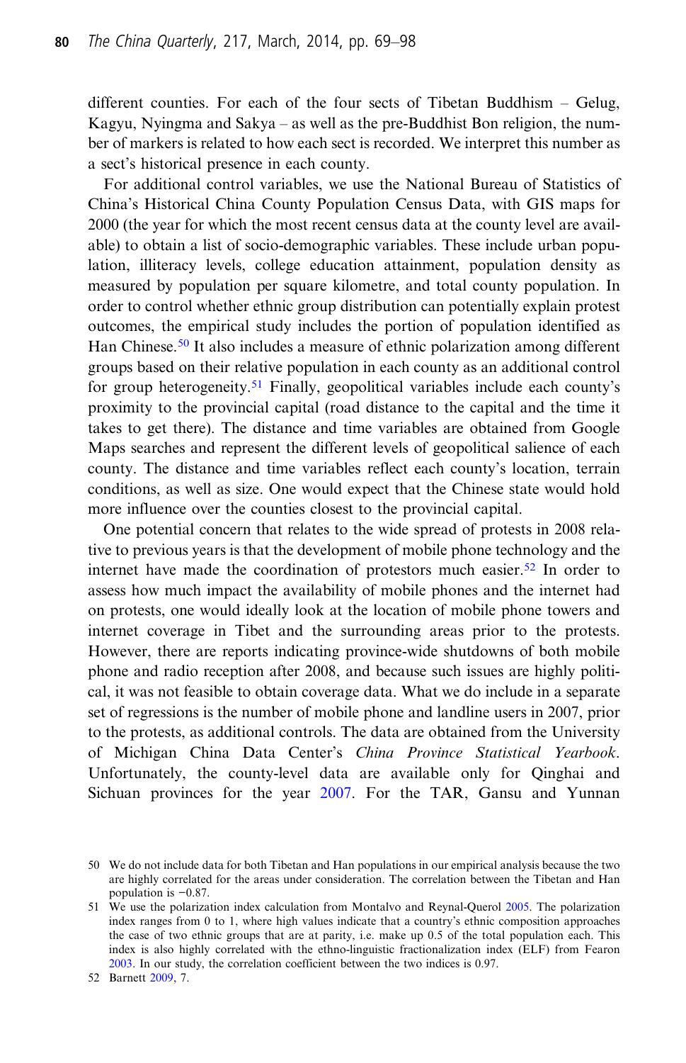different counties. For each of the four sects of Tibetan Buddhism – Gelug, Kagyu, Nyingma and Sakya – as well as the pre-Buddhist Bon religion, the number of markers is related to how each sect is recorded. We interpret this number as a sect's historical presence in each county.

For additional control variables, we use the National Bureau of Statistics of China's Historical China County Population Census Data, with GIS maps for 2000 (the year for which the most recent census data at the county level are available) to obtain a list of socio-demographic variables. These include urban population, illiteracy levels, college education attainment, population density as measured by population per square kilometre, and total county population. In order to control whether ethnic group distribution can potentially explain protest outcomes, the empirical study includes the portion of population identified as Han Chinese.[50] It also includes a measure of ethnic polarization among different groups based on their relative population in each county as an additional control for group heterogeneity.[51] Finally, geopolitical variables include each county's proximity to the provincial capital (road distance to the capital and the time it takes to get there). The distance and time variables are obtained from Google Maps searches and represent the different levels of geopolitical salience of each county. The distance and time variables reflect each county's location, terrain conditions, as well as size. One would expect that the Chinese state would hold more influence over the counties closest to the provincial capital.

One potential concern that relates to the wide spread of protests in 2008 relative to previous years is that the development of mobile phone technology and the internet have made the coordination of protestors much easier.[52] In order to assess how much impact the availability of mobile phones and the internet had on protests, one would ideally look at the location of mobile phone towers and internet coverage in Tibet and the surrounding areas prior to the protests. However, there are reports indicating province-wide shutdowns of both mobile phone and radio reception after 2008, and because such issues are highly political, it was not feasible to obtain coverage data. What we do include in a separate set of regressions is the number of mobile phone and landline users in 2007, prior to the protests, as additional controls. The data are obtained from the University of Michigan China Data Center's *China Province Statistical Yearbook*. Unfortunately, the county-level data are available only for Qinghai and Sichuan provinces for the year 2007. For the TAR, Gansu and Yunnan

50 We do not include data for both Tibetan and Han populations in our empirical analysis because the two are highly correlated for the areas under consideration. The correlation between the Tibetan and Han population is −0.87.

51 We use the polarization index calculation from Montalvo and Reynal-Querol 2005. The polarization index ranges from 0 to 1, where high values indicate that a country's ethnic composition approaches the case of two ethnic groups that are at parity, i.e. make up 0.5 of the total population each. This index is also highly correlated with the ethno-linguistic fractionalization index (ELF) from Fearon 2003. In our study, the correlation coefficient between the two indices is 0.97.

52 Barnett 2009, 7.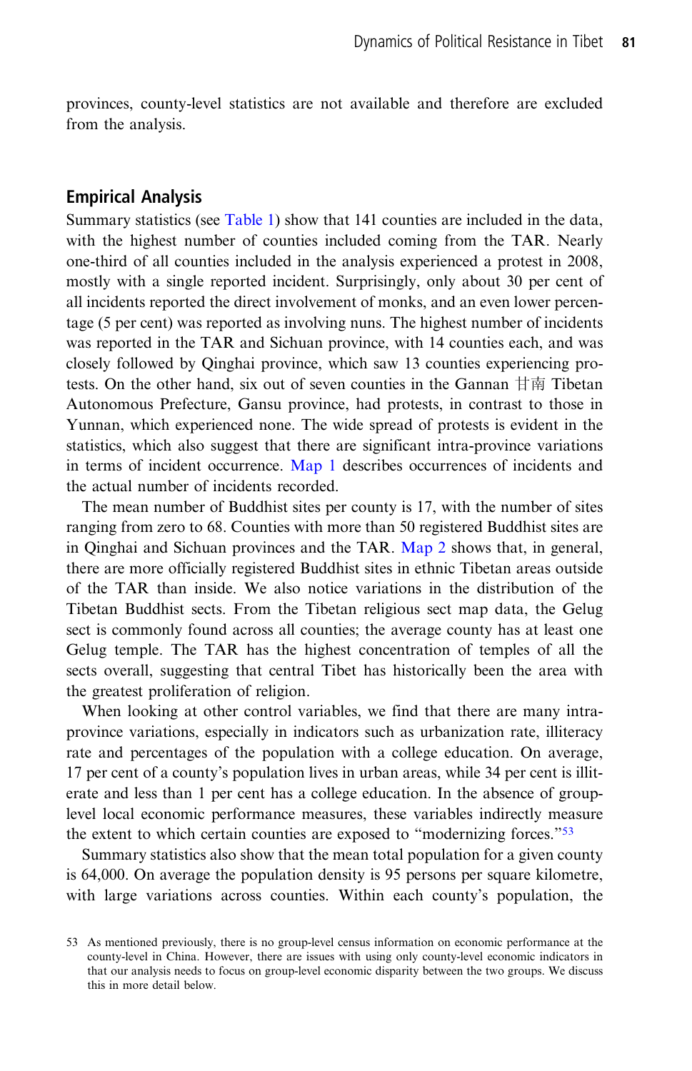provinces, county-level statistics are not available and therefore are excluded from the analysis.

## Empirical Analysis

Summary statistics (see Table 1) show that 141 counties are included in the data, with the highest number of counties included coming from the TAR. Nearly one-third of all counties included in the analysis experienced a protest in 2008, mostly with a single reported incident. Surprisingly, only about 30 per cent of all incidents reported the direct involvement of monks, and an even lower percentage (5 per cent) was reported as involving nuns. The highest number of incidents was reported in the TAR and Sichuan province, with 14 counties each, and was closely followed by Qinghai province, which saw 13 counties experiencing protests. On the other hand, six out of seven counties in the Gannan 甘南 Tibetan Autonomous Prefecture, Gansu province, had protests, in contrast to those in Yunnan, which experienced none. The wide spread of protests is evident in the statistics, which also suggest that there are significant intra-province variations in terms of incident occurrence. Map 1 describes occurrences of incidents and the actual number of incidents recorded.

The mean number of Buddhist sites per county is 17, with the number of sites ranging from zero to 68. Counties with more than 50 registered Buddhist sites are in Qinghai and Sichuan provinces and the TAR. Map 2 shows that, in general, there are more officially registered Buddhist sites in ethnic Tibetan areas outside of the TAR than inside. We also notice variations in the distribution of the Tibetan Buddhist sects. From the Tibetan religious sect map data, the Gelug sect is commonly found across all counties; the average county has at least one Gelug temple. The TAR has the highest concentration of temples of all the sects overall, suggesting that central Tibet has historically been the area with the greatest proliferation of religion.

When looking at other control variables, we find that there are many intra-province variations, especially in indicators such as urbanization rate, illiteracy rate and percentages of the population with a college education. On average, 17 per cent of a county's population lives in urban areas, while 34 per cent is illiterate and less than 1 per cent has a college education. In the absence of group-level local economic performance measures, these variables indirectly measure the extent to which certain counties are exposed to "modernizing forces."[53]

Summary statistics also show that the mean total population for a given county is 64,000. On average the population density is 95 persons per square kilometre, with large variations across counties. Within each county's population, the

53 As mentioned previously, there is no group-level census information on economic performance at the county-level in China. However, there are issues with using only county-level economic indicators in that our analysis needs to focus on group-level economic disparity between the two groups. We discuss this in more detail below.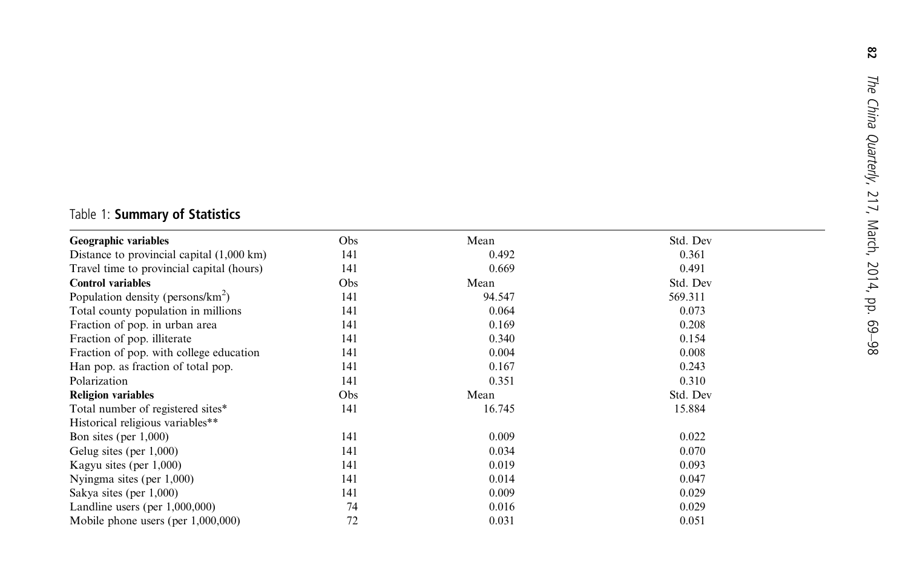Table 1: **Summary of Statistics**

| **Geographic variables** | Obs | Mean | Std. Dev |
|---|---|---|---|
| Distance to provincial capital (1,000 km) | 141 | 0.492 | 0.361 |
| Travel time to provincial capital (hours) | 141 | 0.669 | 0.491 |
| **Control variables** | Obs | Mean | Std. Dev |
| Population density (persons/km$^2$) | 141 | 94.547 | 569.311 |
| Total county population in millions | 141 | 0.064 | 0.073 |
| Fraction of pop. in urban area | 141 | 0.169 | 0.208 |
| Fraction of pop. illiterate | 141 | 0.340 | 0.154 |
| Fraction of pop. with college education | 141 | 0.004 | 0.008 |
| Han pop. as fraction of total pop. | 141 | 0.167 | 0.243 |
| Polarization | 141 | 0.351 | 0.310 |
| **Religion variables** | Obs | Mean | Std. Dev |
| Total number of registered sites* | 141 | 16.745 | 15.884 |
| Historical religious variables** | | | |
| Bon sites (per 1,000) | 141 | 0.009 | 0.022 |
| Gelug sites (per 1,000) | 141 | 0.034 | 0.070 |
| Kagyu sites (per 1,000) | 141 | 0.019 | 0.093 |
| Nyingma sites (per 1,000) | 141 | 0.014 | 0.047 |
| Sakya sites (per 1,000) | 141 | 0.009 | 0.029 |
| Landline users (per 1,000,000) | 74 | 0.016 | 0.029 |
| Mobile phone users (per 1,000,000) | 72 | 0.031 | 0.051 |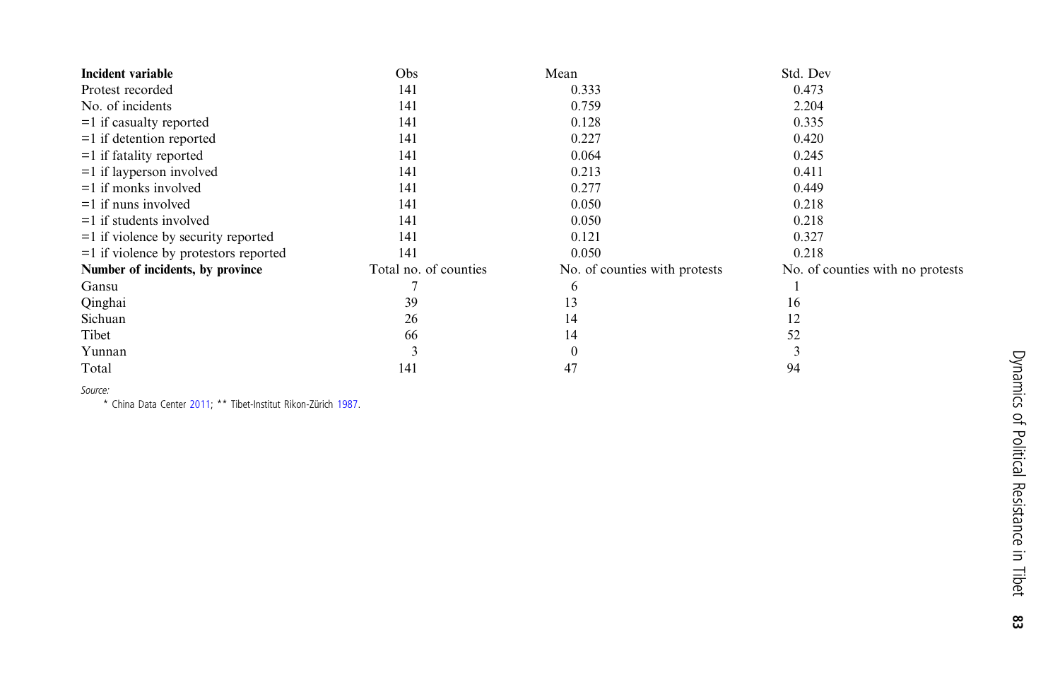| **Incident variable** | Obs | Mean | Std. Dev |
|---|---|---|---|
| Protest recorded | 141 | 0.333 | 0.473 |
| No. of incidents | 141 | 0.759 | 2.204 |
| =1 if casualty reported | 141 | 0.128 | 0.335 |
| =1 if detention reported | 141 | 0.227 | 0.420 |
| =1 if fatality reported | 141 | 0.064 | 0.245 |
| =1 if layperson involved | 141 | 0.213 | 0.411 |
| =1 if monks involved | 141 | 0.277 | 0.449 |
| =1 if nuns involved | 141 | 0.050 | 0.218 |
| =1 if students involved | 141 | 0.050 | 0.218 |
| =1 if violence by security reported | 141 | 0.121 | 0.327 |
| =1 if violence by protestors reported | 141 | 0.050 | 0.218 |
| **Number of incidents, by province** | Total no. of counties | No. of counties with protests | No. of counties with no protests |
| Gansu | 7 | 6 | 1 |
| Qinghai | 39 | 13 | 16 |
| Sichuan | 26 | 14 | 12 |
| Tibet | 66 | 14 | 52 |
| Yunnan | 3 | 0 | 3 |
| Total | 141 | 47 | 94 |

*Source:*

\* China Data Center 2011; \*\* Tibet-Institut Rikon-Zürich 1987.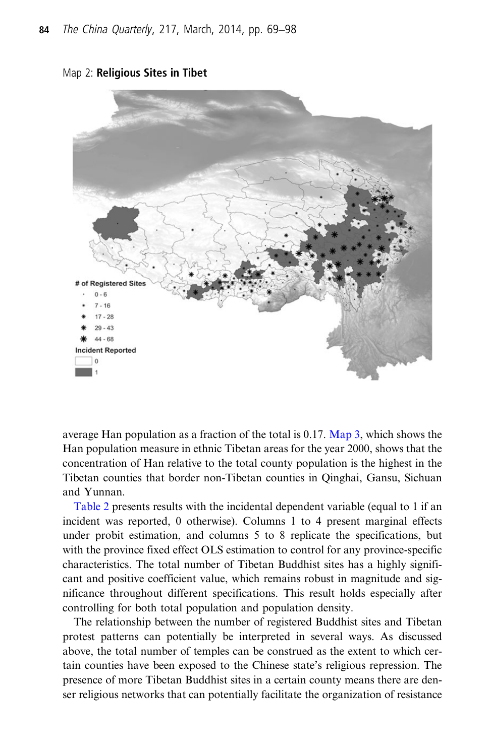Map 2: **Religious Sites in Tibet**

# of Registered Sites
- 0 - 6
- 7 - 16
- 17 - 28
- 29 - 43
- 44 - 68

Incident Reported
- 0
- 1

average Han population as a fraction of the total is 0.17. Map 3, which shows the Han population measure in ethnic Tibetan areas for the year 2000, shows that the concentration of Han relative to the total county population is the highest in the Tibetan counties that border non-Tibetan counties in Qinghai, Gansu, Sichuan and Yunnan.

Table 2 presents results with the incidental dependent variable (equal to 1 if an incident was reported, 0 otherwise). Columns 1 to 4 present marginal effects under probit estimation, and columns 5 to 8 replicate the specifications, but with the province fixed effect OLS estimation to control for any province-specific characteristics. The total number of Tibetan Buddhist sites has a highly significant and positive coefficient value, which remains robust in magnitude and significance throughout different specifications. This result holds especially after controlling for both total population and population density.

The relationship between the number of registered Buddhist sites and Tibetan protest patterns can potentially be interpreted in several ways. As discussed above, the total number of temples can be construed as the extent to which certain counties have been exposed to the Chinese state's religious repression. The presence of more Tibetan Buddhist sites in a certain county means there are denser religious networks that can potentially facilitate the organization of resistance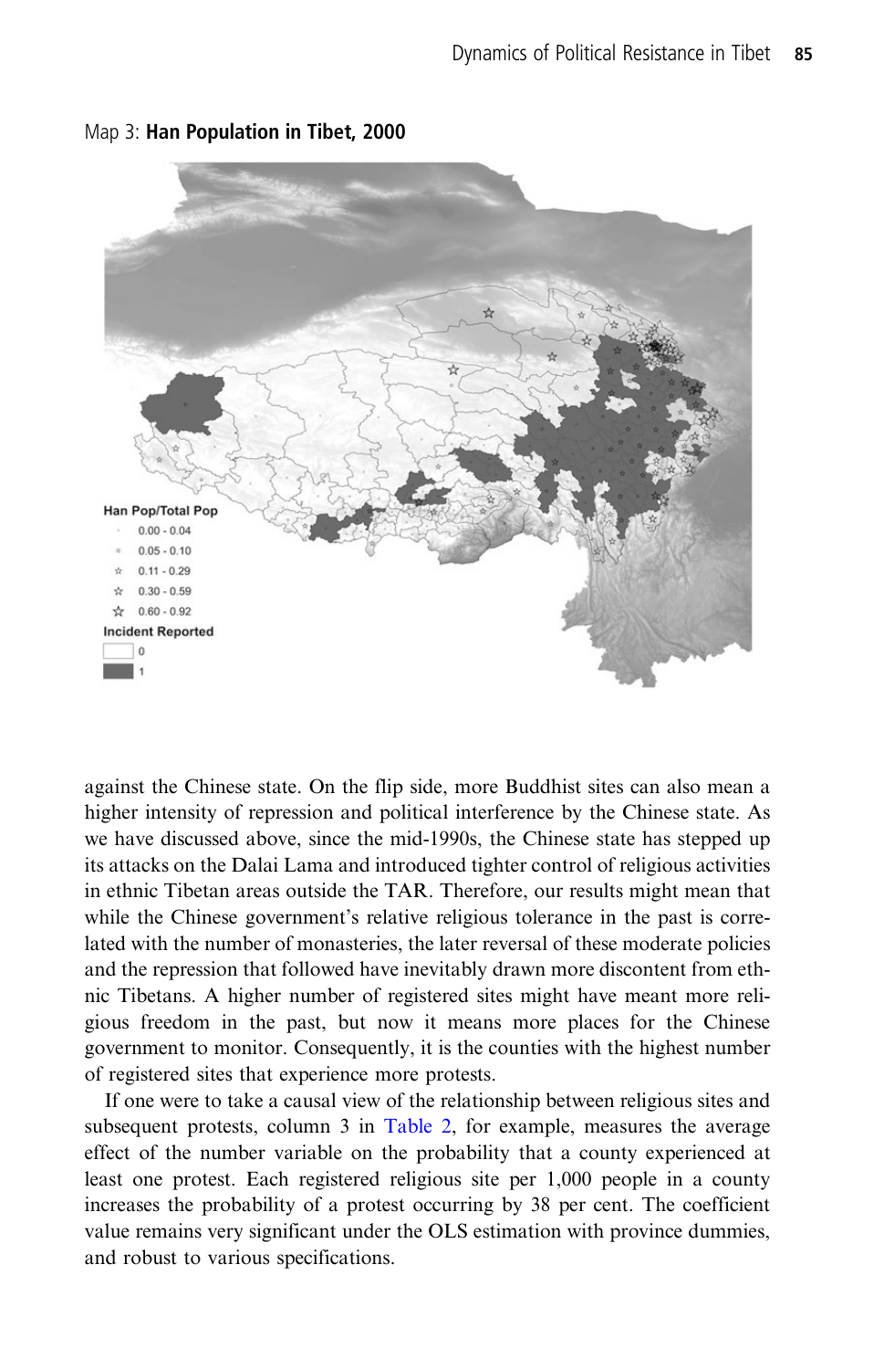Map 3: **Han Population in Tibet, 2000**

Han Pop/Total Pop
- 0.00 - 0.04
- 0.05 - 0.10
- 0.11 - 0.29
- 0.30 - 0.59
- 0.60 - 0.92

Incident Reported
- 0
- 1

against the Chinese state. On the flip side, more Buddhist sites can also mean a higher intensity of repression and political interference by the Chinese state. As we have discussed above, since the mid-1990s, the Chinese state has stepped up its attacks on the Dalai Lama and introduced tighter control of religious activities in ethnic Tibetan areas outside the TAR. Therefore, our results might mean that while the Chinese government's relative religious tolerance in the past is correlated with the number of monasteries, the later reversal of these moderate policies and the repression that followed have inevitably drawn more discontent from ethnic Tibetans. A higher number of registered sites might have meant more religious freedom in the past, but now it means more places for the Chinese government to monitor. Consequently, it is the counties with the highest number of registered sites that experience more protests.

If one were to take a causal view of the relationship between religious sites and subsequent protests, column 3 in Table 2, for example, measures the average effect of the number variable on the probability that a county experienced at least one protest. Each registered religious site per 1,000 people in a county increases the probability of a protest occurring by 38 per cent. The coefficient value remains very significant under the OLS estimation with province dummies, and robust to various specifications.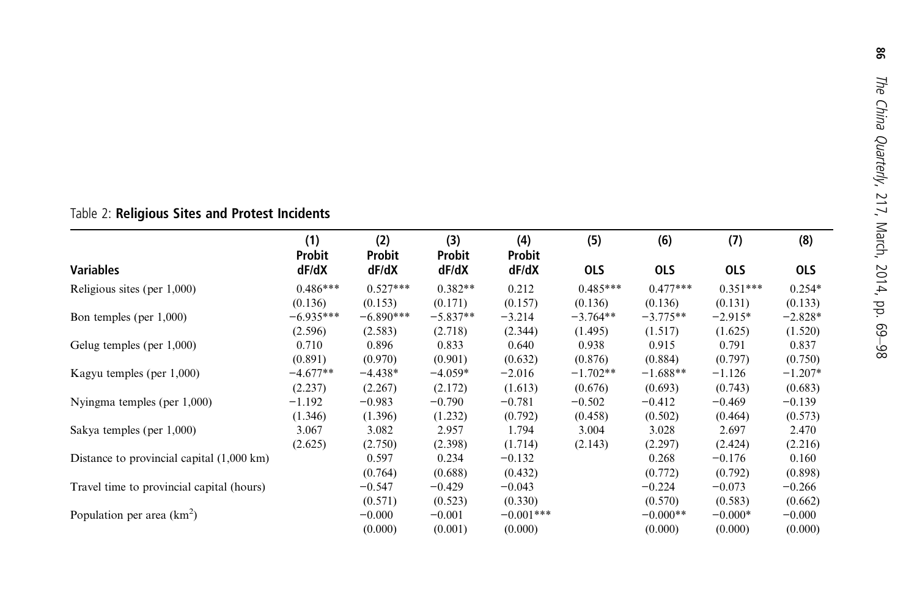Table 2: **Religious Sites and Protest Incidents**

| Variables | (1) Probit dF/dX | (2) Probit dF/dX | (3) Probit dF/dX | (4) Probit dF/dX | (5) OLS | (6) OLS | (7) OLS | (8) OLS |
|---|---|---|---|---|---|---|---|---|
| Religious sites (per 1,000) | 0.486*** | 0.527*** | 0.382** | 0.212 | 0.485*** | 0.477*** | 0.351*** | 0.254* |
| | (0.136) | (0.153) | (0.171) | (0.157) | (0.136) | (0.136) | (0.131) | (0.133) |
| Bon temples (per 1,000) | −6.935*** | −6.890*** | −5.837** | −3.214 | −3.764** | −3.775** | −2.915* | −2.828* |
| | (2.596) | (2.583) | (2.718) | (2.344) | (1.495) | (1.517) | (1.625) | (1.520) |
| Gelug temples (per 1,000) | 0.710 | 0.896 | 0.833 | 0.640 | 0.938 | 0.915 | 0.791 | 0.837 |
| | (0.891) | (0.970) | (0.901) | (0.632) | (0.876) | (0.884) | (0.797) | (0.750) |
| Kagyu temples (per 1,000) | −4.677** | −4.438* | −4.059* | −2.016 | −1.702** | −1.688** | −1.126 | −1.207* |
| | (2.237) | (2.267) | (2.172) | (1.613) | (0.676) | (0.693) | (0.743) | (0.683) |
| Nyingma temples (per 1,000) | −1.192 | −0.983 | −0.790 | −0.781 | −0.502 | −0.412 | −0.469 | −0.139 |
| | (1.346) | (1.396) | (1.232) | (0.792) | (0.458) | (0.502) | (0.464) | (0.573) |
| Sakya temples (per 1,000) | 3.067 | 3.082 | 2.957 | 1.794 | 3.004 | 3.028 | 2.697 | 2.470 |
| | (2.625) | (2.750) | (2.398) | (1.714) | (2.143) | (2.297) | (2.424) | (2.216) |
| Distance to provincial capital (1,000 km) | | 0.597 | 0.234 | −0.132 | | 0.268 | −0.176 | 0.160 |
| | | (0.764) | (0.688) | (0.432) | | (0.772) | (0.792) | (0.898) |
| Travel time to provincial capital (hours) | | −0.547 | −0.429 | −0.043 | | −0.224 | −0.073 | −0.266 |
| | | (0.571) | (0.523) | (0.330) | | (0.570) | (0.583) | (0.662) |
| Population per area (km$^2$) | | −0.000 | −0.001 | −0.001*** | | −0.000** | −0.000* | −0.000 |
| | | (0.000) | (0.001) | (0.000) | | (0.000) | (0.000) | (0.000) |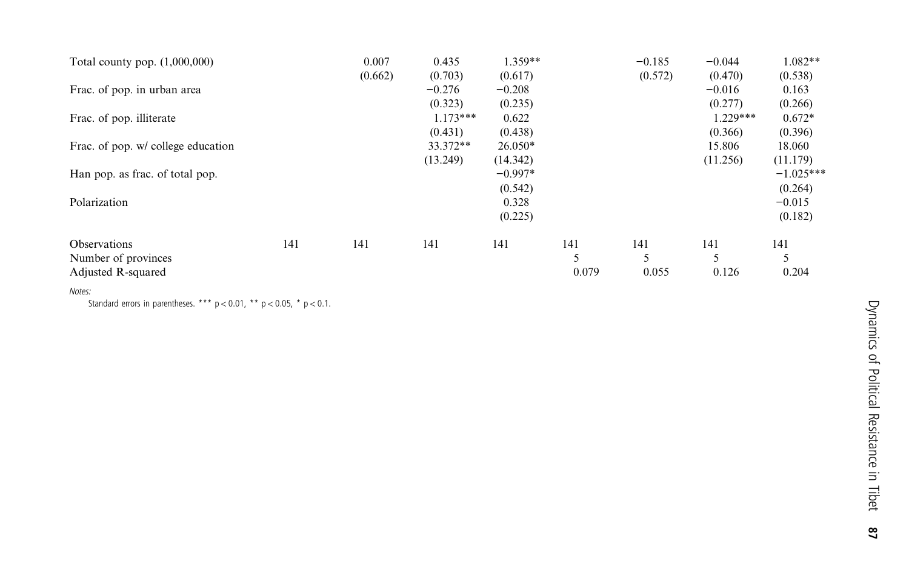| | (1) | (2) | (3) | (4) | (5) | (6) | (7) | (8) |
|---|---|---|---|---|---|---|---|---|
| Total county pop. (1,000,000) | | 0.007 | 0.435 | 1.359** | | −0.185 | −0.044 | 1.082** |
| | | (0.662) | (0.703) | (0.617) | | (0.572) | (0.470) | (0.538) |
| Frac. of pop. in urban area | | | −0.276 | −0.208 | | | −0.016 | 0.163 |
| | | | (0.323) | (0.235) | | | (0.277) | (0.266) |
| Frac. of pop. illiterate | | | 1.173*** | 0.622 | | | 1.229*** | 0.672* |
| | | | (0.431) | (0.438) | | | (0.366) | (0.396) |
| Frac. of pop. w/ college education | | | 33.372** | 26.050* | | | 15.806 | 18.060 |
| | | | (13.249) | (14.342) | | | (11.256) | (11.179) |
| Han pop. as frac. of total pop. | | | | −0.997* | | | | −1.025*** |
| | | | | (0.542) | | | | (0.264) |
| Polarization | | | | 0.328 | | | | −0.015 |
| | | | | (0.225) | | | | (0.182) |
| Observations | 141 | 141 | 141 | 141 | 141 | 141 | 141 | 141 |
| Number of provinces | | | | | 5 | 5 | 5 | 5 |
| Adjusted R-squared | | | | | 0.079 | 0.055 | 0.126 | 0.204 |

*Notes:*

Standard errors in parentheses. *** $p < 0.01$, ** $p < 0.05$, * $p < 0.1$.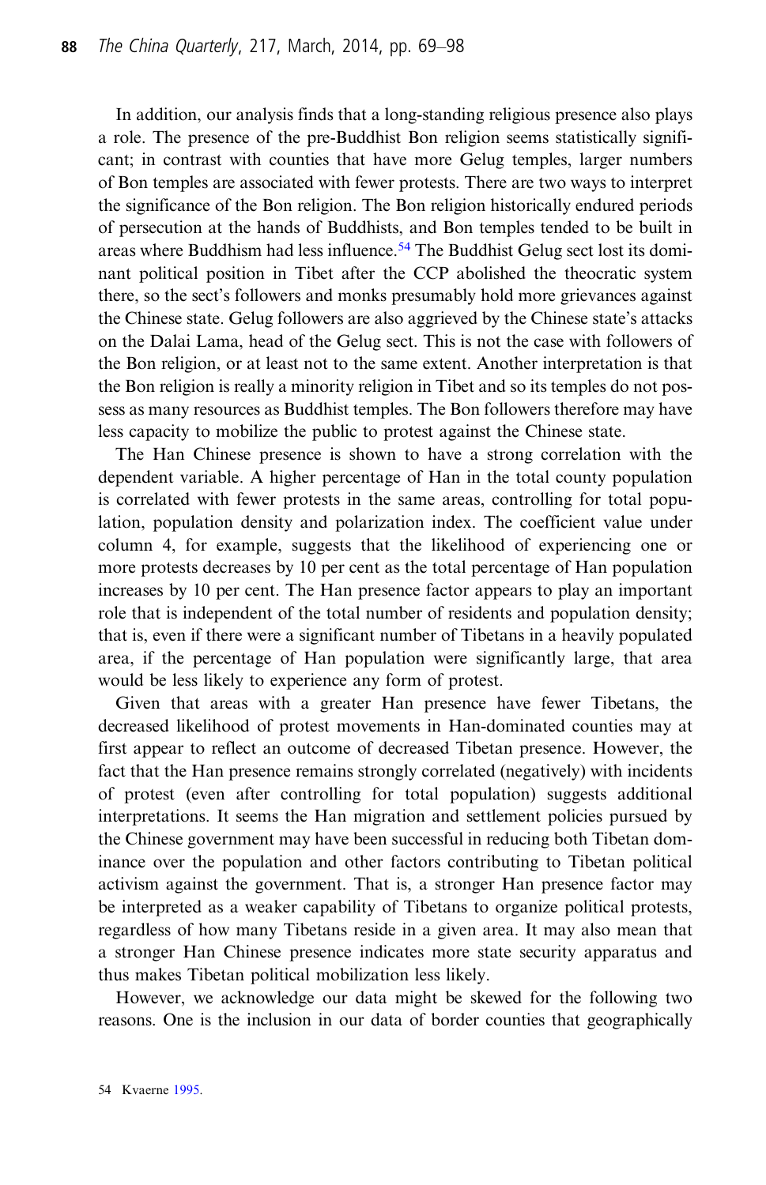In addition, our analysis finds that a long-standing religious presence also plays a role. The presence of the pre-Buddhist Bon religion seems statistically significant; in contrast with counties that have more Gelug temples, larger numbers of Bon temples are associated with fewer protests. There are two ways to interpret the significance of the Bon religion. The Bon religion historically endured periods of persecution at the hands of Buddhists, and Bon temples tended to be built in areas where Buddhism had less influence.[54] The Buddhist Gelug sect lost its dominant political position in Tibet after the CCP abolished the theocratic system there, so the sect's followers and monks presumably hold more grievances against the Chinese state. Gelug followers are also aggrieved by the Chinese state's attacks on the Dalai Lama, head of the Gelug sect. This is not the case with followers of the Bon religion, or at least not to the same extent. Another interpretation is that the Bon religion is really a minority religion in Tibet and so its temples do not possess as many resources as Buddhist temples. The Bon followers therefore may have less capacity to mobilize the public to protest against the Chinese state.

The Han Chinese presence is shown to have a strong correlation with the dependent variable. A higher percentage of Han in the total county population is correlated with fewer protests in the same areas, controlling for total population, population density and polarization index. The coefficient value under column 4, for example, suggests that the likelihood of experiencing one or more protests decreases by 10 per cent as the total percentage of Han population increases by 10 per cent. The Han presence factor appears to play an important role that is independent of the total number of residents and population density; that is, even if there were a significant number of Tibetans in a heavily populated area, if the percentage of Han population were significantly large, that area would be less likely to experience any form of protest.

Given that areas with a greater Han presence have fewer Tibetans, the decreased likelihood of protest movements in Han-dominated counties may at first appear to reflect an outcome of decreased Tibetan presence. However, the fact that the Han presence remains strongly correlated (negatively) with incidents of protest (even after controlling for total population) suggests additional interpretations. It seems the Han migration and settlement policies pursued by the Chinese government may have been successful in reducing both Tibetan dominance over the population and other factors contributing to Tibetan political activism against the government. That is, a stronger Han presence factor may be interpreted as a weaker capability of Tibetans to organize political protests, regardless of how many Tibetans reside in a given area. It may also mean that a stronger Han Chinese presence indicates more state security apparatus and thus makes Tibetan political mobilization less likely.

However, we acknowledge our data might be skewed for the following two reasons. One is the inclusion in our data of border counties that geographically

54 Kvaerne 1995.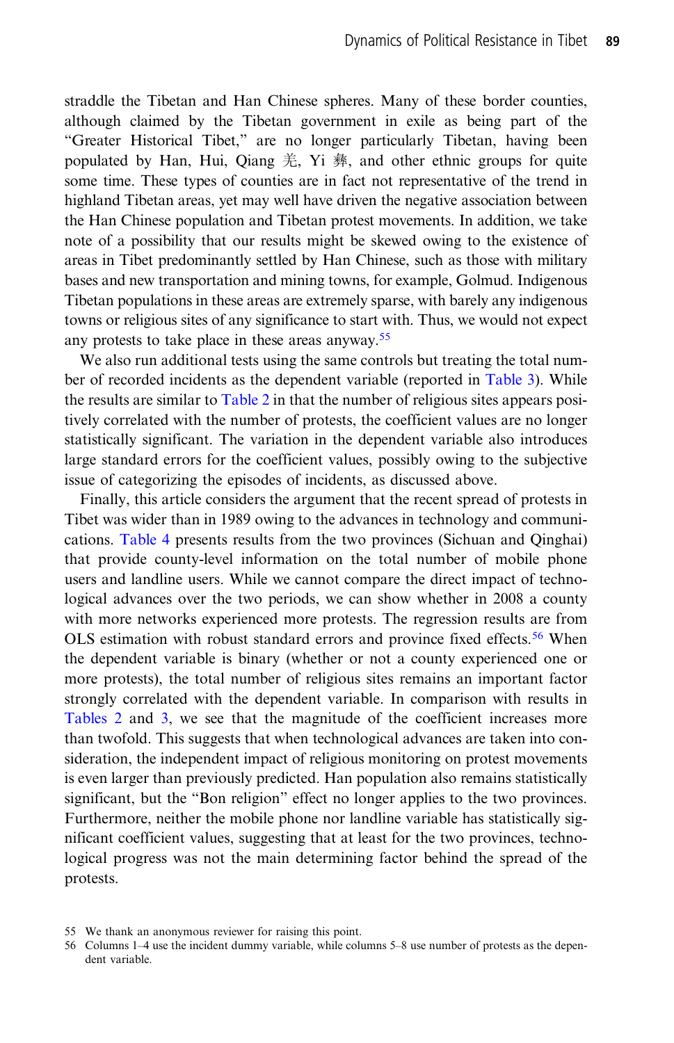straddle the Tibetan and Han Chinese spheres. Many of these border counties, although claimed by the Tibetan government in exile as being part of the "Greater Historical Tibet," are no longer particularly Tibetan, having been populated by Han, Hui, Qiang 羌, Yi 彝, and other ethnic groups for quite some time. These types of counties are in fact not representative of the trend in highland Tibetan areas, yet may well have driven the negative association between the Han Chinese population and Tibetan protest movements. In addition, we take note of a possibility that our results might be skewed owing to the existence of areas in Tibet predominantly settled by Han Chinese, such as those with military bases and new transportation and mining towns, for example, Golmud. Indigenous Tibetan populations in these areas are extremely sparse, with barely any indigenous towns or religious sites of any significance to start with. Thus, we would not expect any protests to take place in these areas anyway.[55]

We also run additional tests using the same controls but treating the total number of recorded incidents as the dependent variable (reported in Table 3). While the results are similar to Table 2 in that the number of religious sites appears positively correlated with the number of protests, the coefficient values are no longer statistically significant. The variation in the dependent variable also introduces large standard errors for the coefficient values, possibly owing to the subjective issue of categorizing the episodes of incidents, as discussed above.

Finally, this article considers the argument that the recent spread of protests in Tibet was wider than in 1989 owing to the advances in technology and communications. Table 4 presents results from the two provinces (Sichuan and Qinghai) that provide county-level information on the total number of mobile phone users and landline users. While we cannot compare the direct impact of technological advances over the two periods, we can show whether in 2008 a county with more networks experienced more protests. The regression results are from OLS estimation with robust standard errors and province fixed effects.[56] When the dependent variable is binary (whether or not a county experienced one or more protests), the total number of religious sites remains an important factor strongly correlated with the dependent variable. In comparison with results in Tables 2 and 3, we see that the magnitude of the coefficient increases more than twofold. This suggests that when technological advances are taken into consideration, the independent impact of religious monitoring on protest movements is even larger than previously predicted. Han population also remains statistically significant, but the "Bon religion" effect no longer applies to the two provinces. Furthermore, neither the mobile phone nor landline variable has statistically significant coefficient values, suggesting that at least for the two provinces, technological progress was not the main determining factor behind the spread of the protests.

55 We thank an anonymous reviewer for raising this point.

56 Columns 1–4 use the incident dummy variable, while columns 5–8 use number of protests as the dependent variable.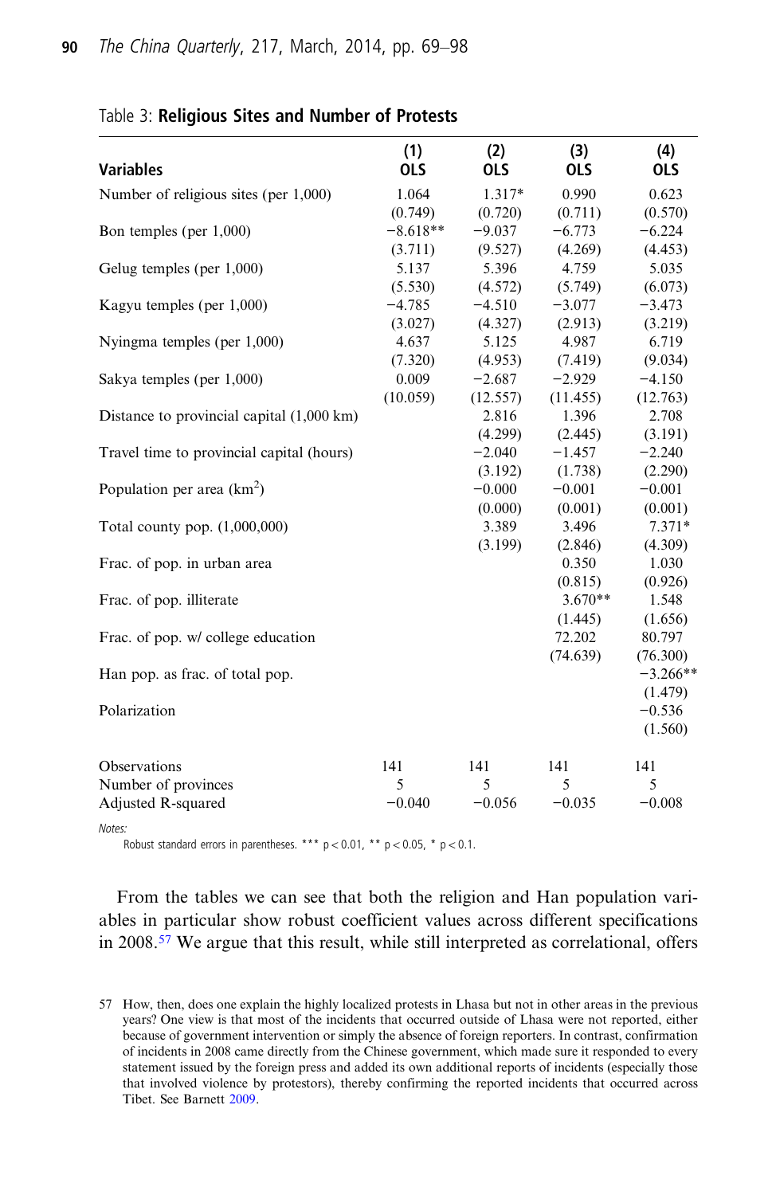Table 3: **Religious Sites and Number of Protests**

| Variables | (1) OLS | (2) OLS | (3) OLS | (4) OLS |
|---|---|---|---|---|
| Number of religious sites (per 1,000) | 1.064 | 1.317* | 0.990 | 0.623 |
| | (0.749) | (0.720) | (0.711) | (0.570) |
| Bon temples (per 1,000) | −8.618** | −9.037 | −6.773 | −6.224 |
| | (3.711) | (9.527) | (4.269) | (4.453) |
| Gelug temples (per 1,000) | 5.137 | 5.396 | 4.759 | 5.035 |
| | (5.530) | (4.572) | (5.749) | (6.073) |
| Kagyu temples (per 1,000) | −4.785 | −4.510 | −3.077 | −3.473 |
| | (3.027) | (4.327) | (2.913) | (3.219) |
| Nyingma temples (per 1,000) | 4.637 | 5.125 | 4.987 | 6.719 |
| | (7.320) | (4.953) | (7.419) | (9.034) |
| Sakya temples (per 1,000) | 0.009 | −2.687 | −2.929 | −4.150 |
| | (10.059) | (12.557) | (11.455) | (12.763) |
| Distance to provincial capital (1,000 km) | | 2.816 | 1.396 | 2.708 |
| | | (4.299) | (2.445) | (3.191) |
| Travel time to provincial capital (hours) | | −2.040 | −1.457 | −2.240 |
| | | (3.192) | (1.738) | (2.290) |
| Population per area (km$^2$) | | −0.000 | −0.001 | −0.001 |
| | | (0.000) | (0.001) | (0.001) |
| Total county pop. (1,000,000) | | 3.389 | 3.496 | 7.371* |
| | | (3.199) | (2.846) | (4.309) |
| Frac. of pop. in urban area | | | 0.350 | 1.030 |
| | | | (0.815) | (0.926) |
| Frac. of pop. illiterate | | | 3.670** | 1.548 |
| | | | (1.445) | (1.656) |
| Frac. of pop. w/ college education | | | 72.202 | 80.797 |
| | | | (74.639) | (76.300) |
| Han pop. as frac. of total pop. | | | | −3.266** |
| | | | | (1.479) |
| Polarization | | | | −0.536 |
| | | | | (1.560) |
| Observations | 141 | 141 | 141 | 141 |
| Number of provinces | 5 | 5 | 5 | 5 |
| Adjusted R-squared | −0.040 | −0.056 | −0.035 | −0.008 |

*Notes:*
Robust standard errors in parentheses. *** $p < 0.01$, ** $p < 0.05$, * $p < 0.1$.

From the tables we can see that both the religion and Han population variables in particular show robust coefficient values across different specifications in 2008.[57] We argue that this result, while still interpreted as correlational, offers

57 How, then, does one explain the highly localized protests in Lhasa but not in other areas in the previous years? One view is that most of the incidents that occurred outside of Lhasa were not reported, either because of government intervention or simply the absence of foreign reporters. In contrast, confirmation of incidents in 2008 came directly from the Chinese government, which made sure it responded to every statement issued by the foreign press and added its own additional reports of incidents (especially those that involved violence by protestors), thereby confirming the reported incidents that occurred across Tibet. See Barnett 2009.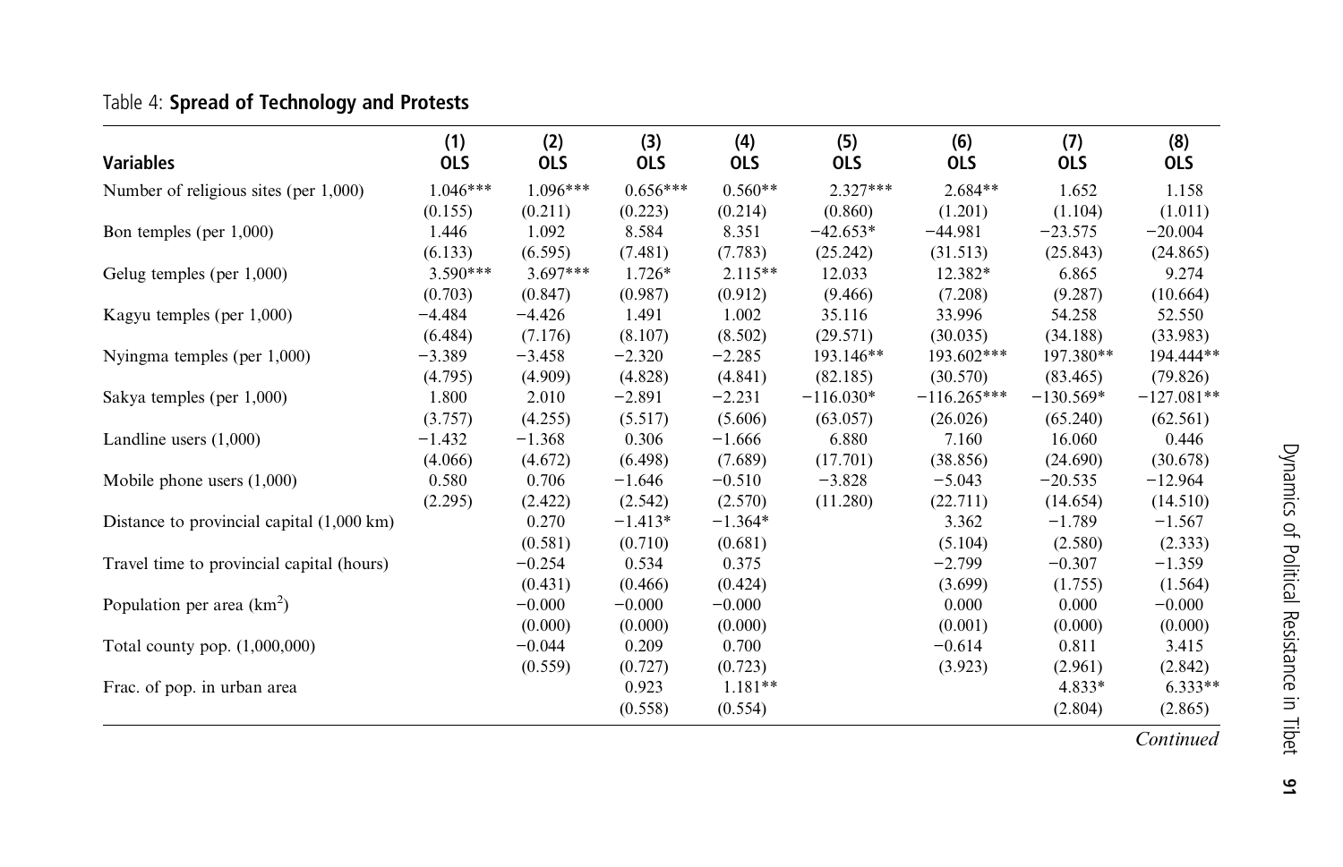Table 4: **Spread of Technology and Protests**

| Variables | (1) OLS | (2) OLS | (3) OLS | (4) OLS | (5) OLS | (6) OLS | (7) OLS | (8) OLS |
|---|---|---|---|---|---|---|---|---|
| Number of religious sites (per 1,000) | 1.046*** | 1.096*** | 0.656*** | 0.560** | 2.327*** | 2.684** | 1.652 | 1.158 |
| | (0.155) | (0.211) | (0.223) | (0.214) | (0.860) | (1.201) | (1.104) | (1.011) |
| Bon temples (per 1,000) | 1.446 | 1.092 | 8.584 | 8.351 | −42.653* | −44.981 | −23.575 | −20.004 |
| | (6.133) | (6.595) | (7.481) | (7.783) | (25.242) | (31.513) | (25.843) | (24.865) |
| Gelug temples (per 1,000) | 3.590*** | 3.697*** | 1.726* | 2.115** | 12.033 | 12.382* | 6.865 | 9.274 |
| | (0.703) | (0.847) | (0.987) | (0.912) | (9.466) | (7.208) | (9.287) | (10.664) |
| Kagyu temples (per 1,000) | −4.484 | −4.426 | 1.491 | 1.002 | 35.116 | 33.996 | 54.258 | 52.550 |
| | (6.484) | (7.176) | (8.107) | (8.502) | (29.571) | (30.035) | (34.188) | (33.983) |
| Nyingma temples (per 1,000) | −3.389 | −3.458 | −2.320 | −2.285 | 193.146** | 193.602*** | 197.380** | 194.444** |
| | (4.795) | (4.909) | (4.828) | (4.841) | (82.185) | (30.570) | (83.465) | (79.826) |
| Sakya temples (per 1,000) | 1.800 | 2.010 | −2.891 | −2.231 | −116.030* | −116.265*** | −130.569* | −127.081** |
| | (3.757) | (4.255) | (5.517) | (5.606) | (63.057) | (26.026) | (65.240) | (62.561) |
| Landline users (1,000) | −1.432 | −1.368 | 0.306 | −1.666 | 6.880 | 7.160 | 16.060 | 0.446 |
| | (4.066) | (4.672) | (6.498) | (7.689) | (17.701) | (38.856) | (24.690) | (30.678) |
| Mobile phone users (1,000) | 0.580 | 0.706 | −1.646 | −0.510 | −3.828 | −5.043 | −20.535 | −12.964 |
| | (2.295) | (2.422) | (2.542) | (2.570) | (11.280) | (22.711) | (14.654) | (14.510) |
| Distance to provincial capital (1,000 km) | | 0.270 | −1.413* | −1.364* | | 3.362 | −1.789 | −1.567 |
| | | (0.581) | (0.710) | (0.681) | | (5.104) | (2.580) | (2.333) |
| Travel time to provincial capital (hours) | | −0.254 | 0.534 | 0.375 | | −2.799 | −0.307 | −1.359 |
| | | (0.431) | (0.466) | (0.424) | | (3.699) | (1.755) | (1.564) |
| Population per area (km$^2$) | | −0.000 | −0.000 | −0.000 | | 0.000 | 0.000 | −0.000 |
| | | (0.000) | (0.000) | (0.000) | | (0.001) | (0.000) | (0.000) |
| Total county pop. (1,000,000) | | −0.044 | 0.209 | 0.700 | | −0.614 | 0.811 | 3.415 |
| | | (0.559) | (0.727) | (0.723) | | (3.923) | (2.961) | (2.842) |
| Frac. of pop. in urban area | | | 0.923 | 1.181** | | | 4.833* | 6.333** |
| | | | (0.558) | (0.554) | | | (2.804) | (2.865) |

*Continued*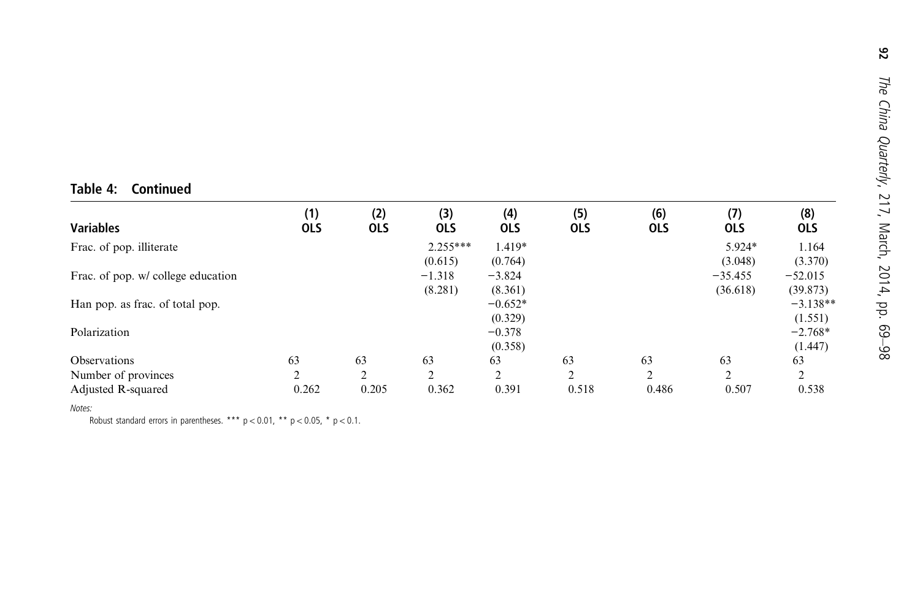**Table 4: Continued**

| Variables | (1) OLS | (2) OLS | (3) OLS | (4) OLS | (5) OLS | (6) OLS | (7) OLS | (8) OLS |
|---|---|---|---|---|---|---|---|---|
| Frac. of pop. illiterate | | | 2.255*** | 1.419* | | | 5.924* | 1.164 |
| | | | (0.615) | (0.764) | | | (3.048) | (3.370) |
| Frac. of pop. w/ college education | | | −1.318 | −3.824 | | | −35.455 | −52.015 |
| | | | (8.281) | (8.361) | | | (36.618) | (39.873) |
| Han pop. as frac. of total pop. | | | | −0.652* | | | | −3.138** |
| | | | | (0.329) | | | | (1.551) |
| Polarization | | | | −0.378 | | | | −2.768* |
| | | | | (0.358) | | | | (1.447) |
| Observations | 63 | 63 | 63 | 63 | 63 | 63 | 63 | 63 |
| Number of provinces | 2 | 2 | 2 | 2 | 2 | 2 | 2 | 2 |
| Adjusted R-squared | 0.262 | 0.205 | 0.362 | 0.391 | 0.518 | 0.486 | 0.507 | 0.538 |

*Notes:*

Robust standard errors in parentheses. *** $p < 0.01$, ** $p < 0.05$, * $p < 0.1$.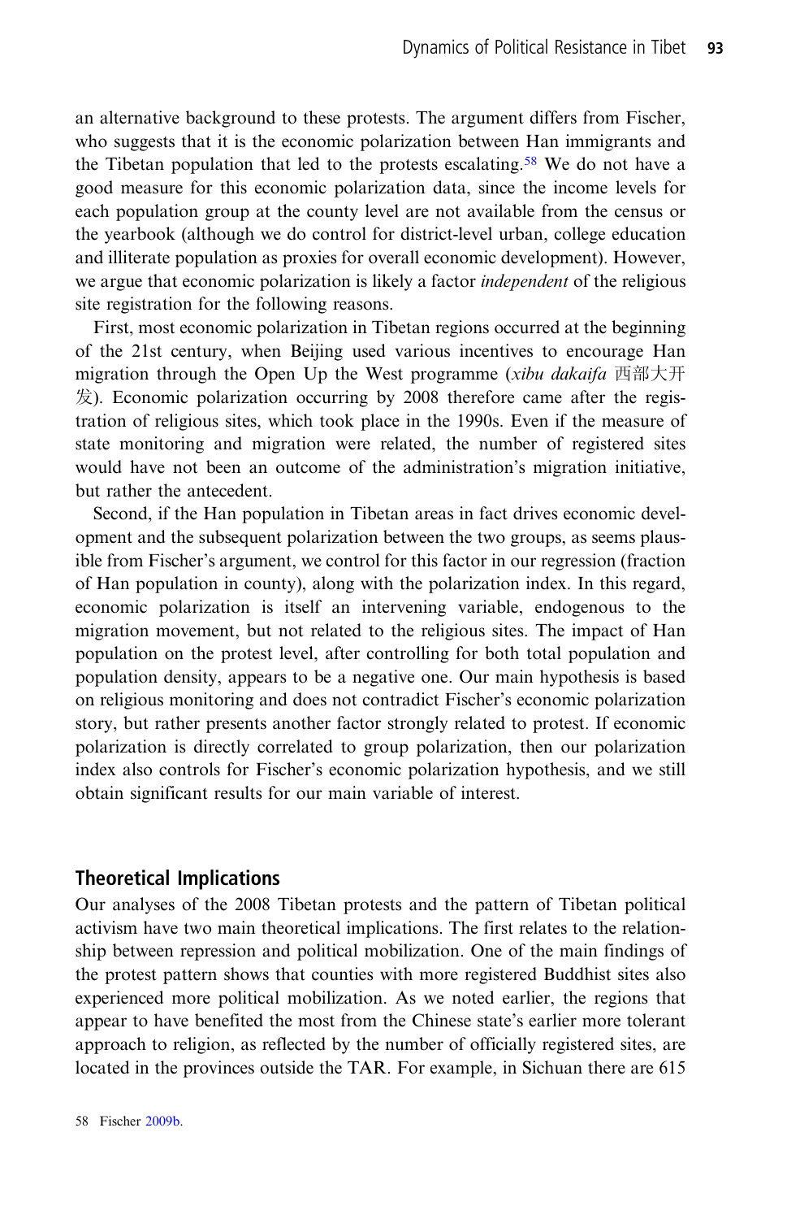an alternative background to these protests. The argument differs from Fischer, who suggests that it is the economic polarization between Han immigrants and the Tibetan population that led to the protests escalating.[58] We do not have a good measure for this economic polarization data, since the income levels for each population group at the county level are not available from the census or the yearbook (although we do control for district-level urban, college education and illiterate population as proxies for overall economic development). However, we argue that economic polarization is likely a factor *independent* of the religious site registration for the following reasons.

First, most economic polarization in Tibetan regions occurred at the beginning of the 21st century, when Beijing used various incentives to encourage Han migration through the Open Up the West programme (*xibu dakaifa* 西部大开发). Economic polarization occurring by 2008 therefore came after the registration of religious sites, which took place in the 1990s. Even if the measure of state monitoring and migration were related, the number of registered sites would have not been an outcome of the administration's migration initiative, but rather the antecedent.

Second, if the Han population in Tibetan areas in fact drives economic development and the subsequent polarization between the two groups, as seems plausible from Fischer's argument, we control for this factor in our regression (fraction of Han population in county), along with the polarization index. In this regard, economic polarization is itself an intervening variable, endogenous to the migration movement, but not related to the religious sites. The impact of Han population on the protest level, after controlling for both total population and population density, appears to be a negative one. Our main hypothesis is based on religious monitoring and does not contradict Fischer's economic polarization story, but rather presents another factor strongly related to protest. If economic polarization is directly correlated to group polarization, then our polarization index also controls for Fischer's economic polarization hypothesis, and we still obtain significant results for our main variable of interest.

## Theoretical Implications

Our analyses of the 2008 Tibetan protests and the pattern of Tibetan political activism have two main theoretical implications. The first relates to the relationship between repression and political mobilization. One of the main findings of the protest pattern shows that counties with more registered Buddhist sites also experienced more political mobilization. As we noted earlier, the regions that appear to have benefited the most from the Chinese state's earlier more tolerant approach to religion, as reflected by the number of officially registered sites, are located in the provinces outside the TAR. For example, in Sichuan there are 615

58 Fischer 2009b.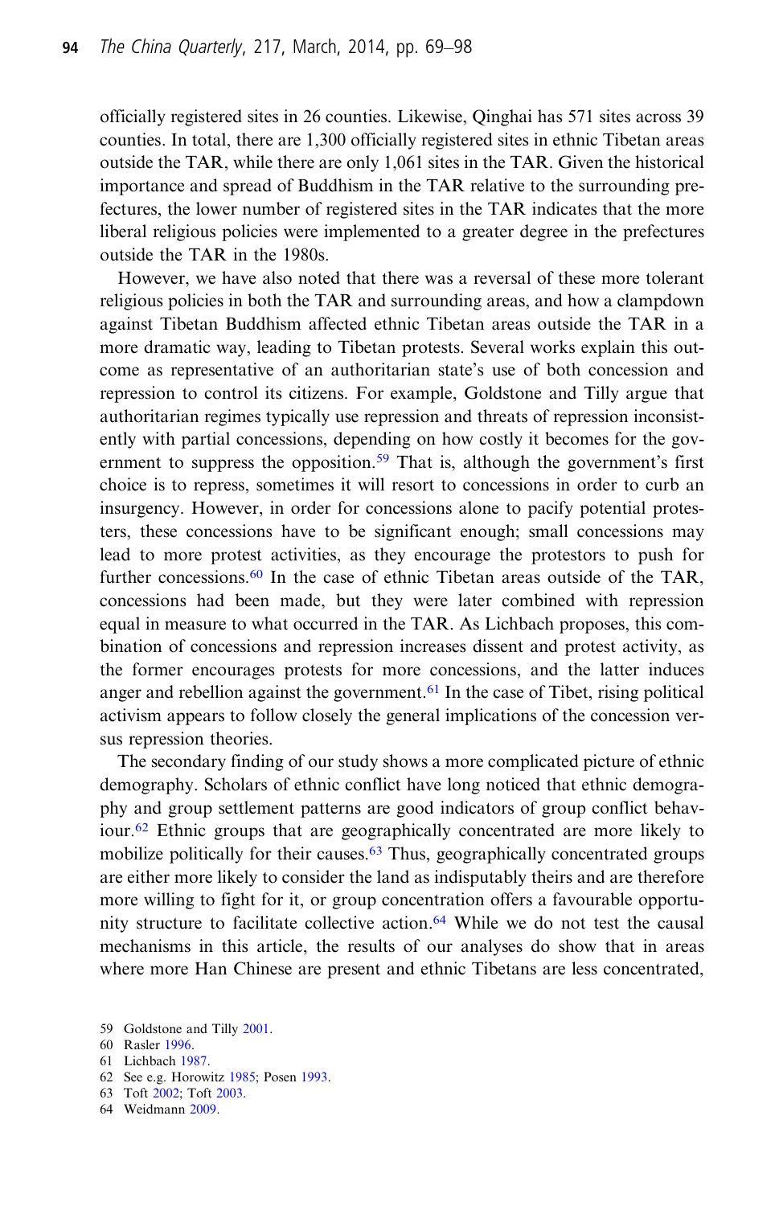officially registered sites in 26 counties. Likewise, Qinghai has 571 sites across 39 counties. In total, there are 1,300 officially registered sites in ethnic Tibetan areas outside the TAR, while there are only 1,061 sites in the TAR. Given the historical importance and spread of Buddhism in the TAR relative to the surrounding prefectures, the lower number of registered sites in the TAR indicates that the more liberal religious policies were implemented to a greater degree in the prefectures outside the TAR in the 1980s.

However, we have also noted that there was a reversal of these more tolerant religious policies in both the TAR and surrounding areas, and how a clampdown against Tibetan Buddhism affected ethnic Tibetan areas outside the TAR in a more dramatic way, leading to Tibetan protests. Several works explain this outcome as representative of an authoritarian state's use of both concession and repression to control its citizens. For example, Goldstone and Tilly argue that authoritarian regimes typically use repression and threats of repression inconsistently with partial concessions, depending on how costly it becomes for the government to suppress the opposition.[59] That is, although the government's first choice is to repress, sometimes it will resort to concessions in order to curb an insurgency. However, in order for concessions alone to pacify potential protesters, these concessions have to be significant enough; small concessions may lead to more protest activities, as they encourage the protestors to push for further concessions.[60] In the case of ethnic Tibetan areas outside of the TAR, concessions had been made, but they were later combined with repression equal in measure to what occurred in the TAR. As Lichbach proposes, this combination of concessions and repression increases dissent and protest activity, as the former encourages protests for more concessions, and the latter induces anger and rebellion against the government.[61] In the case of Tibet, rising political activism appears to follow closely the general implications of the concession versus repression theories.

The secondary finding of our study shows a more complicated picture of ethnic demography. Scholars of ethnic conflict have long noticed that ethnic demography and group settlement patterns are good indicators of group conflict behaviour.[62] Ethnic groups that are geographically concentrated are more likely to mobilize politically for their causes.[63] Thus, geographically concentrated groups are either more likely to consider the land as indisputably theirs and are therefore more willing to fight for it, or group concentration offers a favourable opportunity structure to facilitate collective action.[64] While we do not test the causal mechanisms in this article, the results of our analyses do show that in areas where more Han Chinese are present and ethnic Tibetans are less concentrated,

59 Goldstone and Tilly 2001.
60 Rasler 1996.
61 Lichbach 1987.
62 See e.g. Horowitz 1985; Posen 1993.
63 Toft 2002; Toft 2003.
64 Weidmann 2009.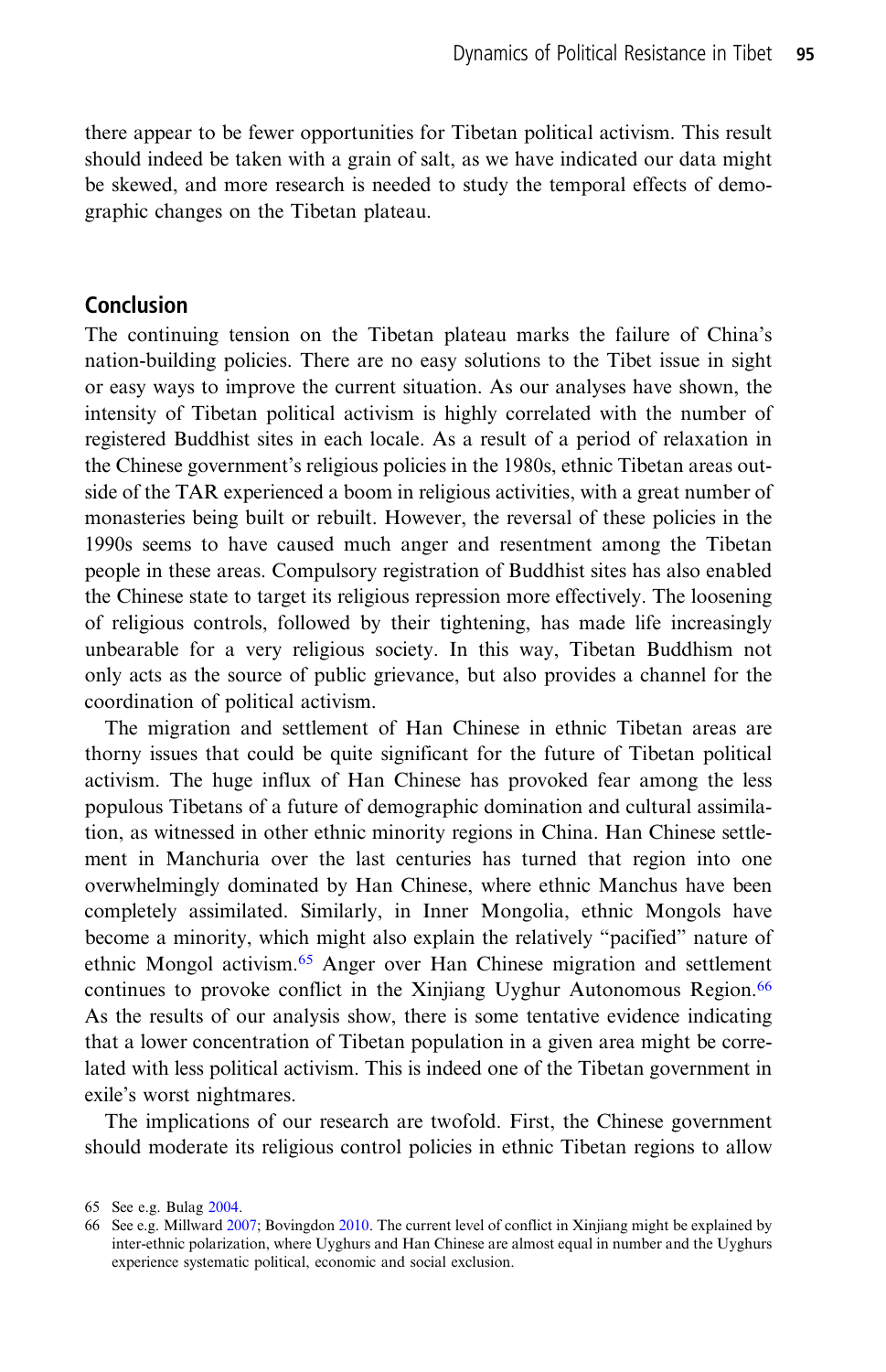there appear to be fewer opportunities for Tibetan political activism. This result should indeed be taken with a grain of salt, as we have indicated our data might be skewed, and more research is needed to study the temporal effects of demographic changes on the Tibetan plateau.

## Conclusion

The continuing tension on the Tibetan plateau marks the failure of China's nation-building policies. There are no easy solutions to the Tibet issue in sight or easy ways to improve the current situation. As our analyses have shown, the intensity of Tibetan political activism is highly correlated with the number of registered Buddhist sites in each locale. As a result of a period of relaxation in the Chinese government's religious policies in the 1980s, ethnic Tibetan areas outside of the TAR experienced a boom in religious activities, with a great number of monasteries being built or rebuilt. However, the reversal of these policies in the 1990s seems to have caused much anger and resentment among the Tibetan people in these areas. Compulsory registration of Buddhist sites has also enabled the Chinese state to target its religious repression more effectively. The loosening of religious controls, followed by their tightening, has made life increasingly unbearable for a very religious society. In this way, Tibetan Buddhism not only acts as the source of public grievance, but also provides a channel for the coordination of political activism.

The migration and settlement of Han Chinese in ethnic Tibetan areas are thorny issues that could be quite significant for the future of Tibetan political activism. The huge influx of Han Chinese has provoked fear among the less populous Tibetans of a future of demographic domination and cultural assimilation, as witnessed in other ethnic minority regions in China. Han Chinese settlement in Manchuria over the last centuries has turned that region into one overwhelmingly dominated by Han Chinese, where ethnic Manchus have been completely assimilated. Similarly, in Inner Mongolia, ethnic Mongols have become a minority, which might also explain the relatively "pacified" nature of ethnic Mongol activism.[65] Anger over Han Chinese migration and settlement continues to provoke conflict in the Xinjiang Uyghur Autonomous Region.[66] As the results of our analysis show, there is some tentative evidence indicating that a lower concentration of Tibetan population in a given area might be correlated with less political activism. This is indeed one of the Tibetan government in exile's worst nightmares.

The implications of our research are twofold. First, the Chinese government should moderate its religious control policies in ethnic Tibetan regions to allow

65 See e.g. Bulag 2004.

66 See e.g. Millward 2007; Bovingdon 2010. The current level of conflict in Xinjiang might be explained by inter-ethnic polarization, where Uyghurs and Han Chinese are almost equal in number and the Uyghurs experience systematic political, economic and social exclusion.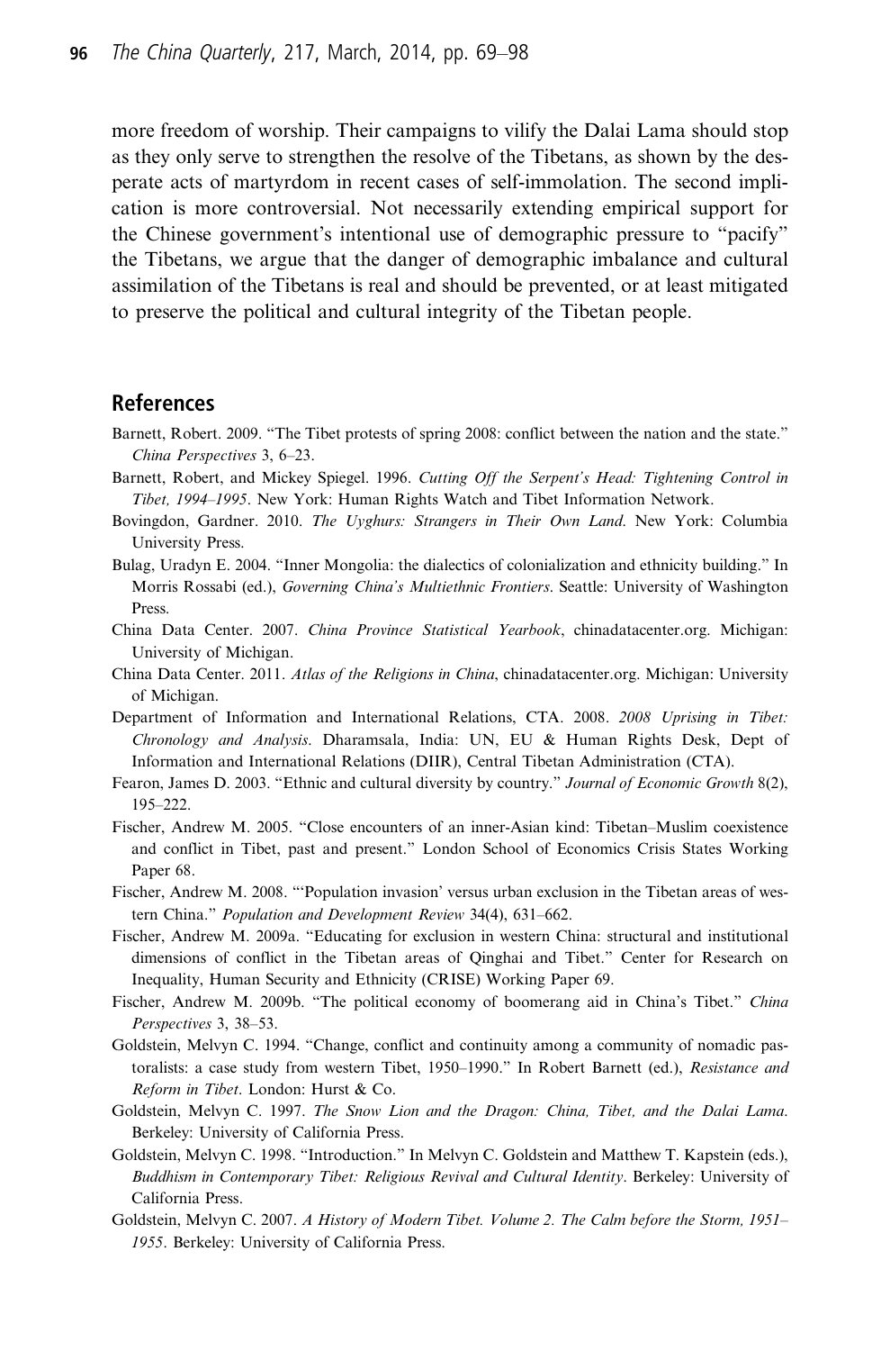more freedom of worship. Their campaigns to vilify the Dalai Lama should stop as they only serve to strengthen the resolve of the Tibetans, as shown by the desperate acts of martyrdom in recent cases of self-immolation. The second implication is more controversial. Not necessarily extending empirical support for the Chinese government's intentional use of demographic pressure to "pacify" the Tibetans, we argue that the danger of demographic imbalance and cultural assimilation of the Tibetans is real and should be prevented, or at least mitigated to preserve the political and cultural integrity of the Tibetan people.

## References

Barnett, Robert. 2009. "The Tibet protests of spring 2008: conflict between the nation and the state." *China Perspectives* 3, 6–23.

Barnett, Robert, and Mickey Spiegel. 1996. *Cutting Off the Serpent's Head: Tightening Control in Tibet, 1994–1995*. New York: Human Rights Watch and Tibet Information Network.

Bovingdon, Gardner. 2010. *The Uyghurs: Strangers in Their Own Land*. New York: Columbia University Press.

Bulag, Uradyn E. 2004. "Inner Mongolia: the dialectics of colonialization and ethnicity building." In Morris Rossabi (ed.), *Governing China's Multiethnic Frontiers*. Seattle: University of Washington Press.

China Data Center. 2007. *China Province Statistical Yearbook*, chinadatacenter.org. Michigan: University of Michigan.

China Data Center. 2011. *Atlas of the Religions in China*, chinadatacenter.org. Michigan: University of Michigan.

Department of Information and International Relations, CTA. 2008. *2008 Uprising in Tibet: Chronology and Analysis*. Dharamsala, India: UN, EU & Human Rights Desk, Dept of Information and International Relations (DIIR), Central Tibetan Administration (CTA).

Fearon, James D. 2003. "Ethnic and cultural diversity by country." *Journal of Economic Growth* 8(2), 195–222.

Fischer, Andrew M. 2005. "Close encounters of an inner-Asian kind: Tibetan–Muslim coexistence and conflict in Tibet, past and present." London School of Economics Crisis States Working Paper 68.

Fischer, Andrew M. 2008. "'Population invasion' versus urban exclusion in the Tibetan areas of western China." *Population and Development Review* 34(4), 631–662.

Fischer, Andrew M. 2009a. "Educating for exclusion in western China: structural and institutional dimensions of conflict in the Tibetan areas of Qinghai and Tibet." Center for Research on Inequality, Human Security and Ethnicity (CRISE) Working Paper 69.

Fischer, Andrew M. 2009b. "The political economy of boomerang aid in China's Tibet." *China Perspectives* 3, 38–53.

Goldstein, Melvyn C. 1994. "Change, conflict and continuity among a community of nomadic pastoralists: a case study from western Tibet, 1950–1990." In Robert Barnett (ed.), *Resistance and Reform in Tibet*. London: Hurst & Co.

Goldstein, Melvyn C. 1997. *The Snow Lion and the Dragon: China, Tibet, and the Dalai Lama*. Berkeley: University of California Press.

Goldstein, Melvyn C. 1998. "Introduction." In Melvyn C. Goldstein and Matthew T. Kapstein (eds.), *Buddhism in Contemporary Tibet: Religious Revival and Cultural Identity*. Berkeley: University of California Press.

Goldstein, Melvyn C. 2007. *A History of Modern Tibet. Volume 2. The Calm before the Storm, 1951–1955*. Berkeley: University of California Press.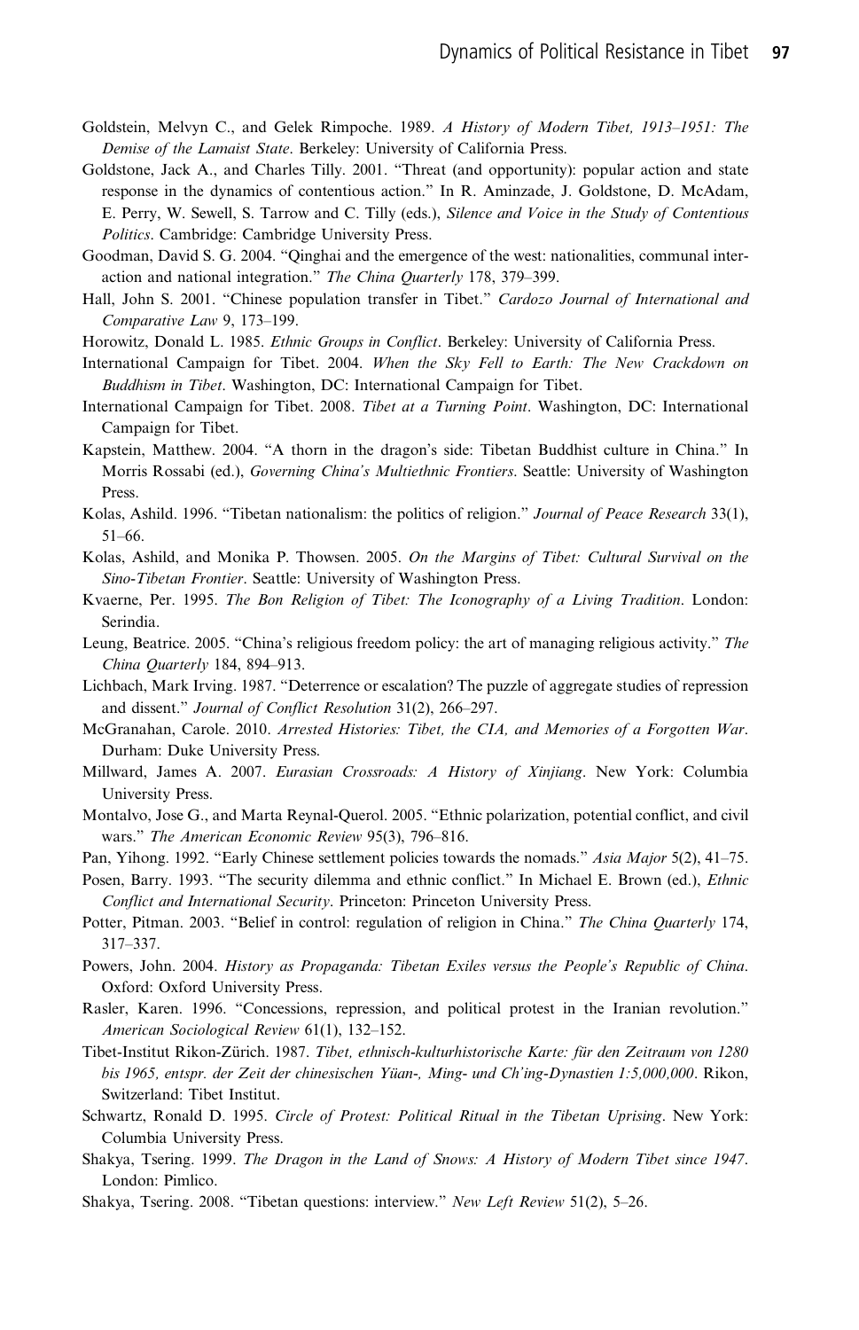Goldstein, Melvyn C., and Gelek Rimpoche. 1989. *A History of Modern Tibet, 1913–1951: The Demise of the Lamaist State*. Berkeley: University of California Press.

Goldstone, Jack A., and Charles Tilly. 2001. "Threat (and opportunity): popular action and state response in the dynamics of contentious action." In R. Aminzade, J. Goldstone, D. McAdam, E. Perry, W. Sewell, S. Tarrow and C. Tilly (eds.), *Silence and Voice in the Study of Contentious Politics*. Cambridge: Cambridge University Press.

Goodman, David S. G. 2004. "Qinghai and the emergence of the west: nationalities, communal interaction and national integration." *The China Quarterly* 178, 379–399.

Hall, John S. 2001. "Chinese population transfer in Tibet." *Cardozo Journal of International and Comparative Law* 9, 173–199.

Horowitz, Donald L. 1985. *Ethnic Groups in Conflict*. Berkeley: University of California Press.

International Campaign for Tibet. 2004. *When the Sky Fell to Earth: The New Crackdown on Buddhism in Tibet*. Washington, DC: International Campaign for Tibet.

International Campaign for Tibet. 2008. *Tibet at a Turning Point*. Washington, DC: International Campaign for Tibet.

Kapstein, Matthew. 2004. "A thorn in the dragon's side: Tibetan Buddhist culture in China." In Morris Rossabi (ed.), *Governing China's Multiethnic Frontiers*. Seattle: University of Washington Press.

Kolas, Ashild. 1996. "Tibetan nationalism: the politics of religion." *Journal of Peace Research* 33(1), 51–66.

Kolas, Ashild, and Monika P. Thowsen. 2005. *On the Margins of Tibet: Cultural Survival on the Sino-Tibetan Frontier*. Seattle: University of Washington Press.

Kvaerne, Per. 1995. *The Bon Religion of Tibet: The Iconography of a Living Tradition*. London: Serindia.

Leung, Beatrice. 2005. "China's religious freedom policy: the art of managing religious activity." *The China Quarterly* 184, 894–913.

Lichbach, Mark Irving. 1987. "Deterrence or escalation? The puzzle of aggregate studies of repression and dissent." *Journal of Conflict Resolution* 31(2), 266–297.

McGranahan, Carole. 2010. *Arrested Histories: Tibet, the CIA, and Memories of a Forgotten War*. Durham: Duke University Press.

Millward, James A. 2007. *Eurasian Crossroads: A History of Xinjiang*. New York: Columbia University Press.

Montalvo, Jose G., and Marta Reynal-Querol. 2005. "Ethnic polarization, potential conflict, and civil wars." *The American Economic Review* 95(3), 796–816.

Pan, Yihong. 1992. "Early Chinese settlement policies towards the nomads." *Asia Major* 5(2), 41–75.

Posen, Barry. 1993. "The security dilemma and ethnic conflict." In Michael E. Brown (ed.), *Ethnic Conflict and International Security*. Princeton: Princeton University Press.

Potter, Pitman. 2003. "Belief in control: regulation of religion in China." *The China Quarterly* 174, 317–337.

Powers, John. 2004. *History as Propaganda: Tibetan Exiles versus the People's Republic of China*. Oxford: Oxford University Press.

Rasler, Karen. 1996. "Concessions, repression, and political protest in the Iranian revolution." *American Sociological Review* 61(1), 132–152.

Tibet-Institut Rikon-Zürich. 1987. *Tibet, ethnisch-kulturhistorische Karte: für den Zeitraum von 1280 bis 1965, entspr. der Zeit der chinesischen Yüan-, Ming- und Ch'ing-Dynastien 1:5,000,000*. Rikon, Switzerland: Tibet Institut.

Schwartz, Ronald D. 1995. *Circle of Protest: Political Ritual in the Tibetan Uprising*. New York: Columbia University Press.

Shakya, Tsering. 1999. *The Dragon in the Land of Snows: A History of Modern Tibet since 1947*. London: Pimlico.

Shakya, Tsering. 2008. "Tibetan questions: interview." *New Left Review* 51(2), 5–26.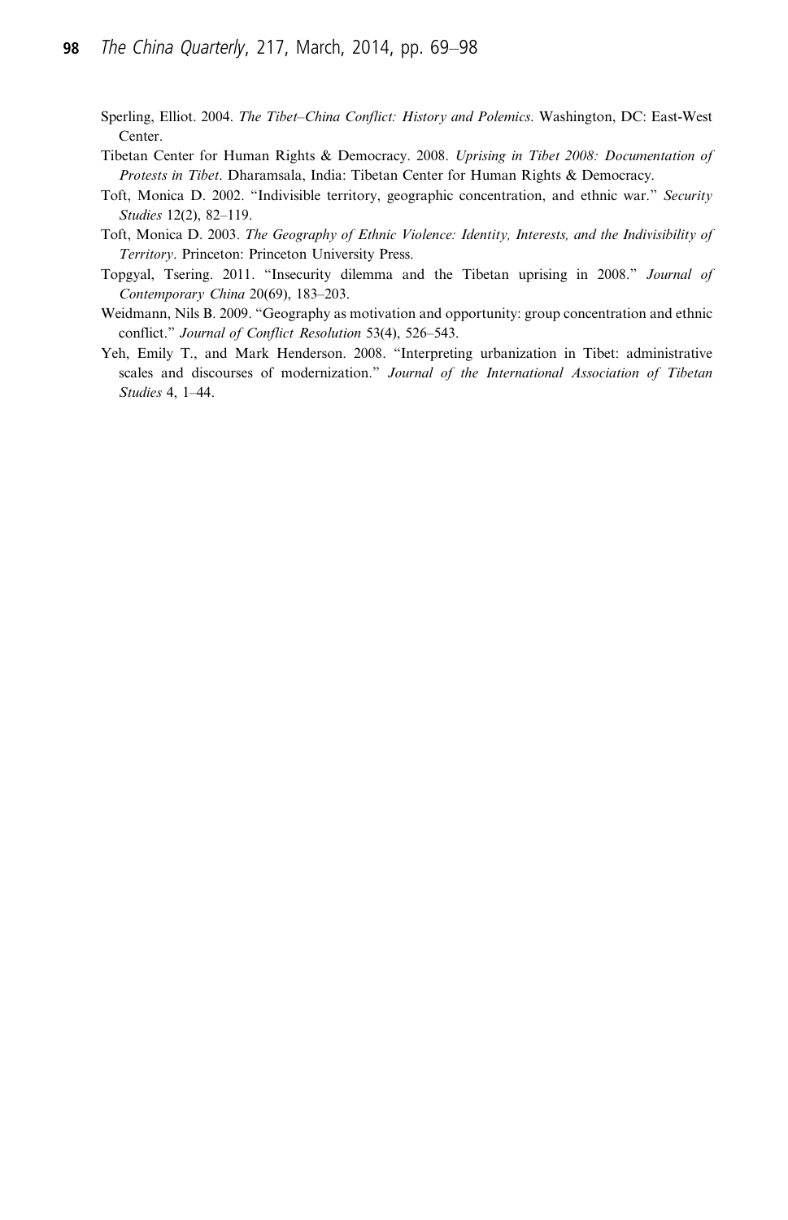Sperling, Elliot. 2004. *The Tibet–China Conflict: History and Polemics*. Washington, DC: East-West Center.

Tibetan Center for Human Rights & Democracy. 2008. *Uprising in Tibet 2008: Documentation of Protests in Tibet*. Dharamsala, India: Tibetan Center for Human Rights & Democracy.

Toft, Monica D. 2002. "Indivisible territory, geographic concentration, and ethnic war." *Security Studies* 12(2), 82–119.

Toft, Monica D. 2003. *The Geography of Ethnic Violence: Identity, Interests, and the Indivisibility of Territory*. Princeton: Princeton University Press.

Topgyal, Tsering. 2011. "Insecurity dilemma and the Tibetan uprising in 2008." *Journal of Contemporary China* 20(69), 183–203.

Weidmann, Nils B. 2009. "Geography as motivation and opportunity: group concentration and ethnic conflict." *Journal of Conflict Resolution* 53(4), 526–543.

Yeh, Emily T., and Mark Henderson. 2008. "Interpreting urbanization in Tibet: administrative scales and discourses of modernization." *Journal of the International Association of Tibetan Studies* 4, 1–44.